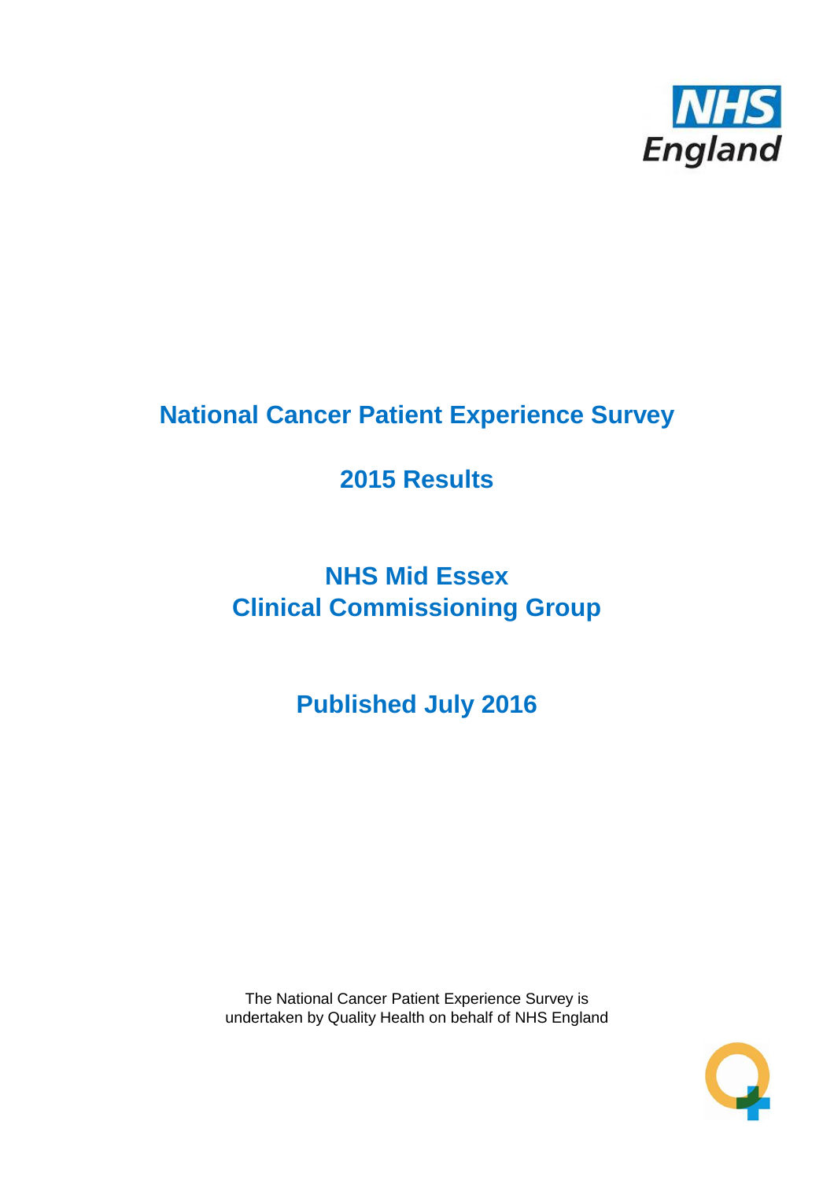# National Cancer Patient Experience Survey

## 2015 Results

## NHS Mid Essex Clinical Commissioning Group

## Published July 2016

The National Cancer Patient Experience Survey is undertaken by Quality Health on behalf of NHS England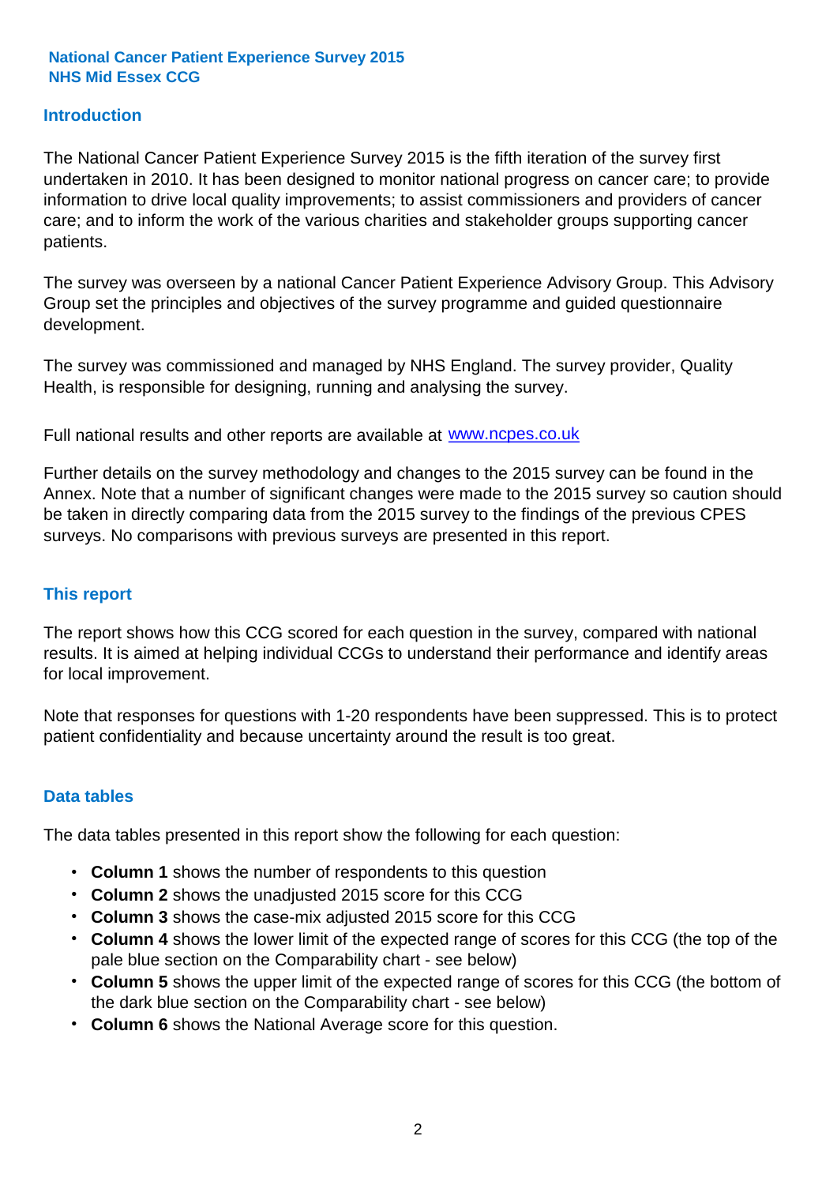**National Cancer Patient Experience Survey 2015**
**NHS Mid Essex CCG**

## Introduction

The National Cancer Patient Experience Survey 2015 is the fifth iteration of the survey first undertaken in 2010. It has been designed to monitor national progress on cancer care; to provide information to drive local quality improvements; to assist commissioners and providers of cancer care; and to inform the work of the various charities and stakeholder groups supporting cancer patients.

The survey was overseen by a national Cancer Patient Experience Advisory Group. This Advisory Group set the principles and objectives of the survey programme and guided questionnaire development.

The survey was commissioned and managed by NHS England. The survey provider, Quality Health, is responsible for designing, running and analysing the survey.

Full national results and other reports are available at [www.ncpes.co.uk](http://www.ncpes.co.uk)

Further details on the survey methodology and changes to the 2015 survey can be found in the Annex. Note that a number of significant changes were made to the 2015 survey so caution should be taken in directly comparing data from the 2015 survey to the findings of the previous CPES surveys. No comparisons with previous surveys are presented in this report.

## This report

The report shows how this CCG scored for each question in the survey, compared with national results. It is aimed at helping individual CCGs to understand their performance and identify areas for local improvement.

Note that responses for questions with 1-20 respondents have been suppressed. This is to protect patient confidentiality and because uncertainty around the result is too great.

## Data tables

The data tables presented in this report show the following for each question:

- **Column 1** shows the number of respondents to this question
- **Column 2** shows the unadjusted 2015 score for this CCG
- **Column 3** shows the case-mix adjusted 2015 score for this CCG
- **Column 4** shows the lower limit of the expected range of scores for this CCG (the top of the pale blue section on the Comparability chart - see below)
- **Column 5** shows the upper limit of the expected range of scores for this CCG (the bottom of the dark blue section on the Comparability chart - see below)
- **Column 6** shows the National Average score for this question.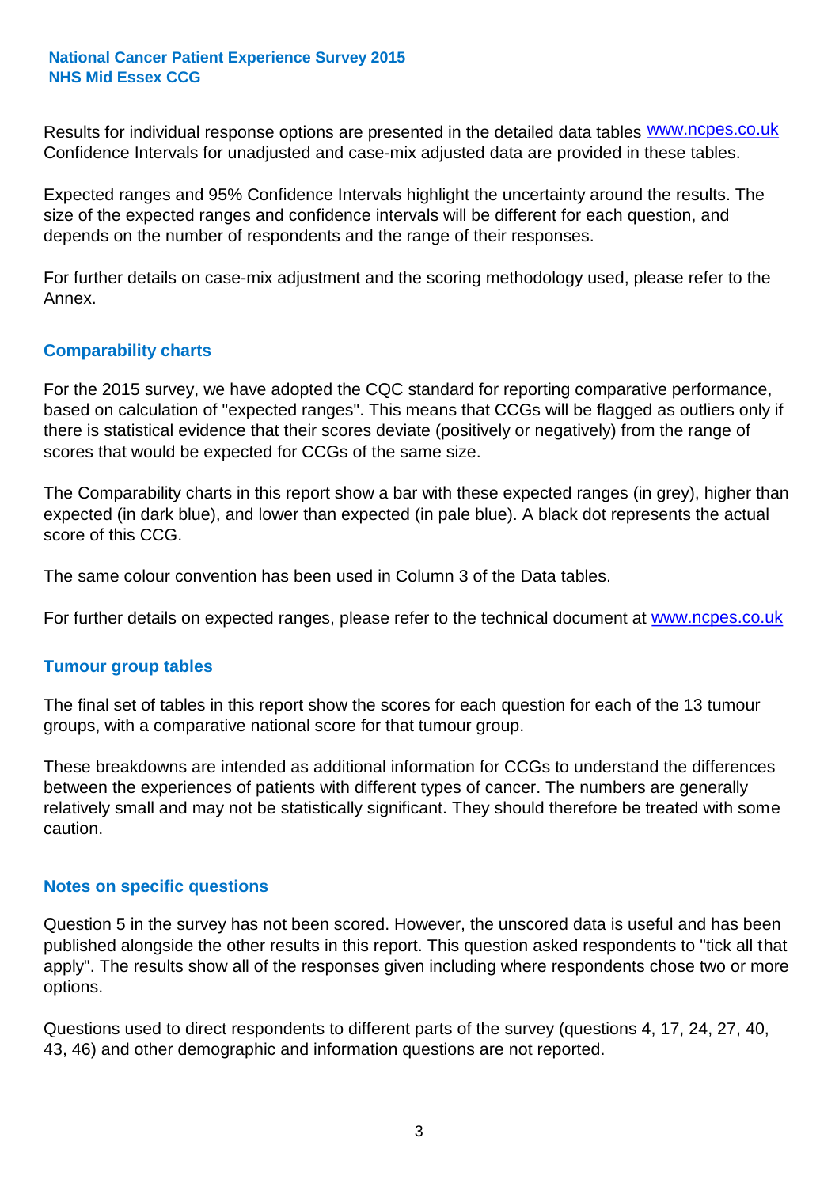Results for individual response options are presented in the detailed data tables www.ncpes.co.uk Confidence Intervals for unadjusted and case-mix adjusted data are provided in these tables.

Expected ranges and 95% Confidence Intervals highlight the uncertainty around the results. The size of the expected ranges and confidence intervals will be different for each question, and depends on the number of respondents and the range of their responses.

For further details on case-mix adjustment and the scoring methodology used, please refer to the Annex.

## Comparability charts

For the 2015 survey, we have adopted the CQC standard for reporting comparative performance, based on calculation of "expected ranges". This means that CCGs will be flagged as outliers only if there is statistical evidence that their scores deviate (positively or negatively) from the range of scores that would be expected for CCGs of the same size.

The Comparability charts in this report show a bar with these expected ranges (in grey), higher than expected (in dark blue), and lower than expected (in pale blue). A black dot represents the actual score of this CCG.

The same colour convention has been used in Column 3 of the Data tables.

For further details on expected ranges, please refer to the technical document at www.ncpes.co.uk

## Tumour group tables

The final set of tables in this report show the scores for each question for each of the 13 tumour groups, with a comparative national score for that tumour group.

These breakdowns are intended as additional information for CCGs to understand the differences between the experiences of patients with different types of cancer. The numbers are generally relatively small and may not be statistically significant. They should therefore be treated with some caution.

## Notes on specific questions

Question 5 in the survey has not been scored. However, the unscored data is useful and has been published alongside the other results in this report. This question asked respondents to "tick all that apply". The results show all of the responses given including where respondents chose two or more options.

Questions used to direct respondents to different parts of the survey (questions 4, 17, 24, 27, 40, 43, 46) and other demographic and information questions are not reported.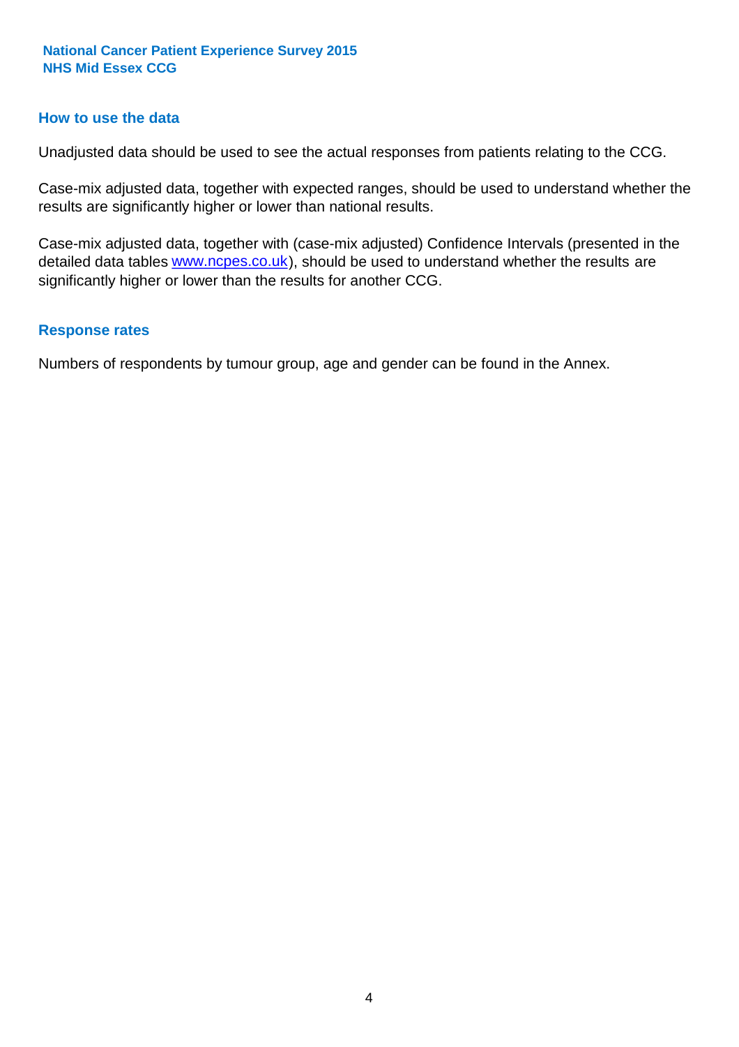## How to use the data

Unadjusted data should be used to see the actual responses from patients relating to the CCG.

Case-mix adjusted data, together with expected ranges, should be used to understand whether the results are significantly higher or lower than national results.

Case-mix adjusted data, together with (case-mix adjusted) Confidence Intervals (presented in the detailed data tables www.ncpes.co.uk), should be used to understand whether the results are significantly higher or lower than the results for another CCG.

## Response rates

Numbers of respondents by tumour group, age and gender can be found in the Annex.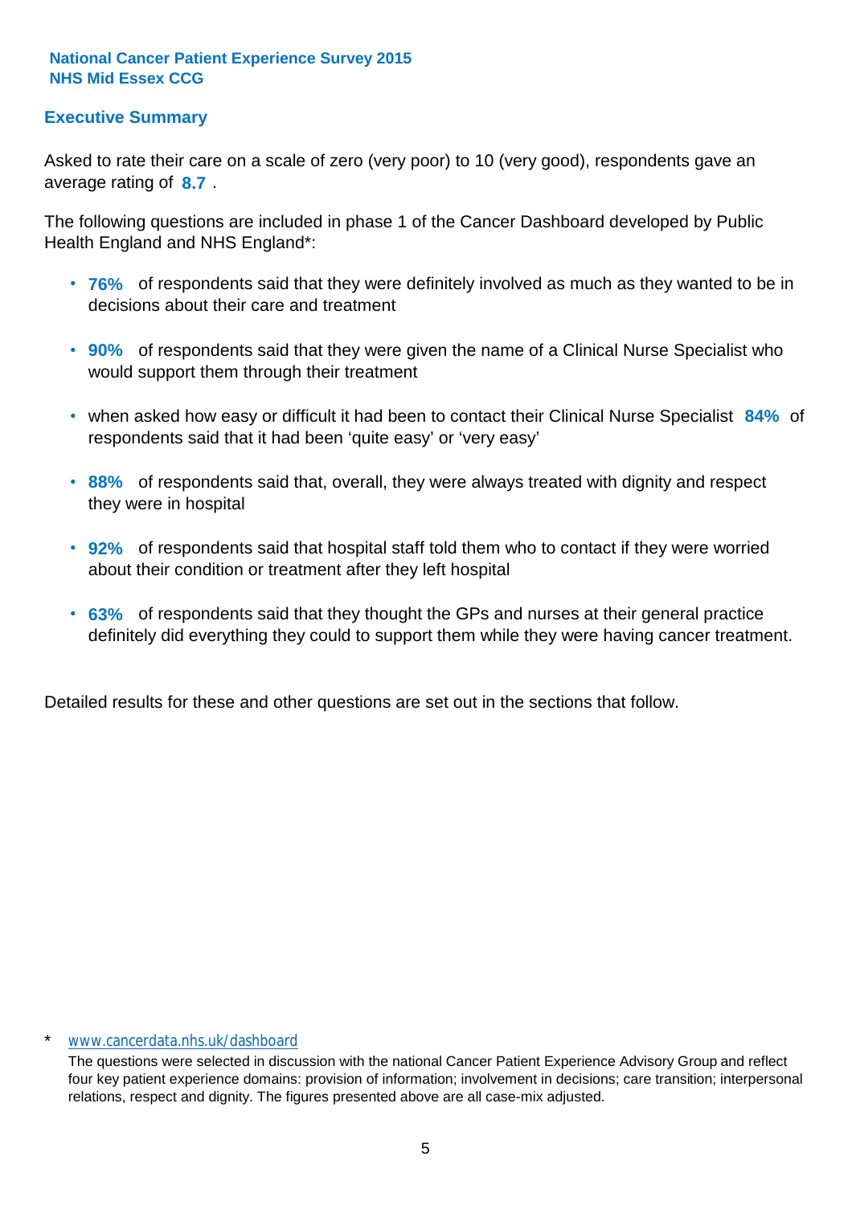**National Cancer Patient Experience Survey 2015**
**NHS Mid Essex CCG**

## Executive Summary

Asked to rate their care on a scale of zero (very poor) to 10 (very good), respondents gave an average rating of **8.7** .

The following questions are included in phase 1 of the Cancer Dashboard developed by Public Health England and NHS England*:

- **76%** of respondents said that they were definitely involved as much as they wanted to be in decisions about their care and treatment
- **90%** of respondents said that they were given the name of a Clinical Nurse Specialist who would support them through their treatment
- when asked how easy or difficult it had been to contact their Clinical Nurse Specialist **84%** of respondents said that it had been 'quite easy' or 'very easy'
- **88%** of respondents said that, overall, they were always treated with dignity and respect they were in hospital
- **92%** of respondents said that hospital staff told them who to contact if they were worried about their condition or treatment after they left hospital
- **63%** of respondents said that they thought the GPs and nurses at their general practice definitely did everything they could to support them while they were having cancer treatment.

Detailed results for these and other questions are set out in the sections that follow.

\* www.cancerdata.nhs.uk/dashboard

The questions were selected in discussion with the national Cancer Patient Experience Advisory Group and reflect four key patient experience domains: provision of information; involvement in decisions; care transition; interpersonal relations, respect and dignity. The figures presented above are all case-mix adjusted.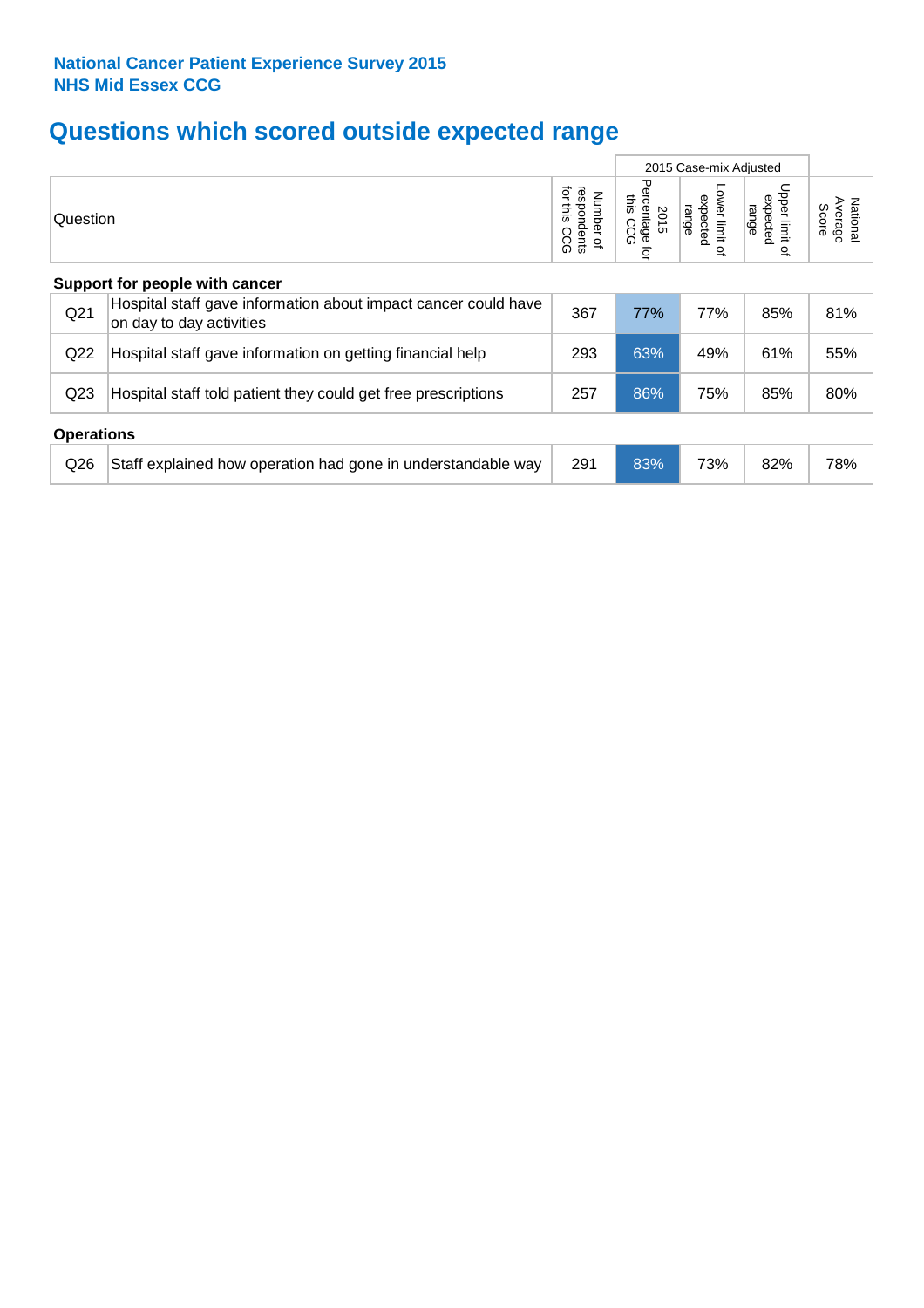**National Cancer Patient Experience Survey 2015**
**NHS Mid Essex CCG**

# Questions which scored outside expected range

| | Question | Number of respondents for this CCG | 2015 Case-mix Adjusted | | | National Average Score |
|---|---|---|---|---|---|---|
| | | | 2015 Percentage for this CCG | Lower limit of expected range | Upper limit of expected range | |
| **Support for people with cancer** | | | | | | |
| Q21 | Hospital staff gave information about impact cancer could have on day to day activities | 367 | 77% | 77% | 85% | 81% |
| Q22 | Hospital staff gave information on getting financial help | 293 | 63% | 49% | 61% | 55% |
| Q23 | Hospital staff told patient they could get free prescriptions | 257 | 86% | 75% | 85% | 80% |
| **Operations** | | | | | | |
| Q26 | Staff explained how operation had gone in understandable way | 291 | 83% | 73% | 82% | 78% |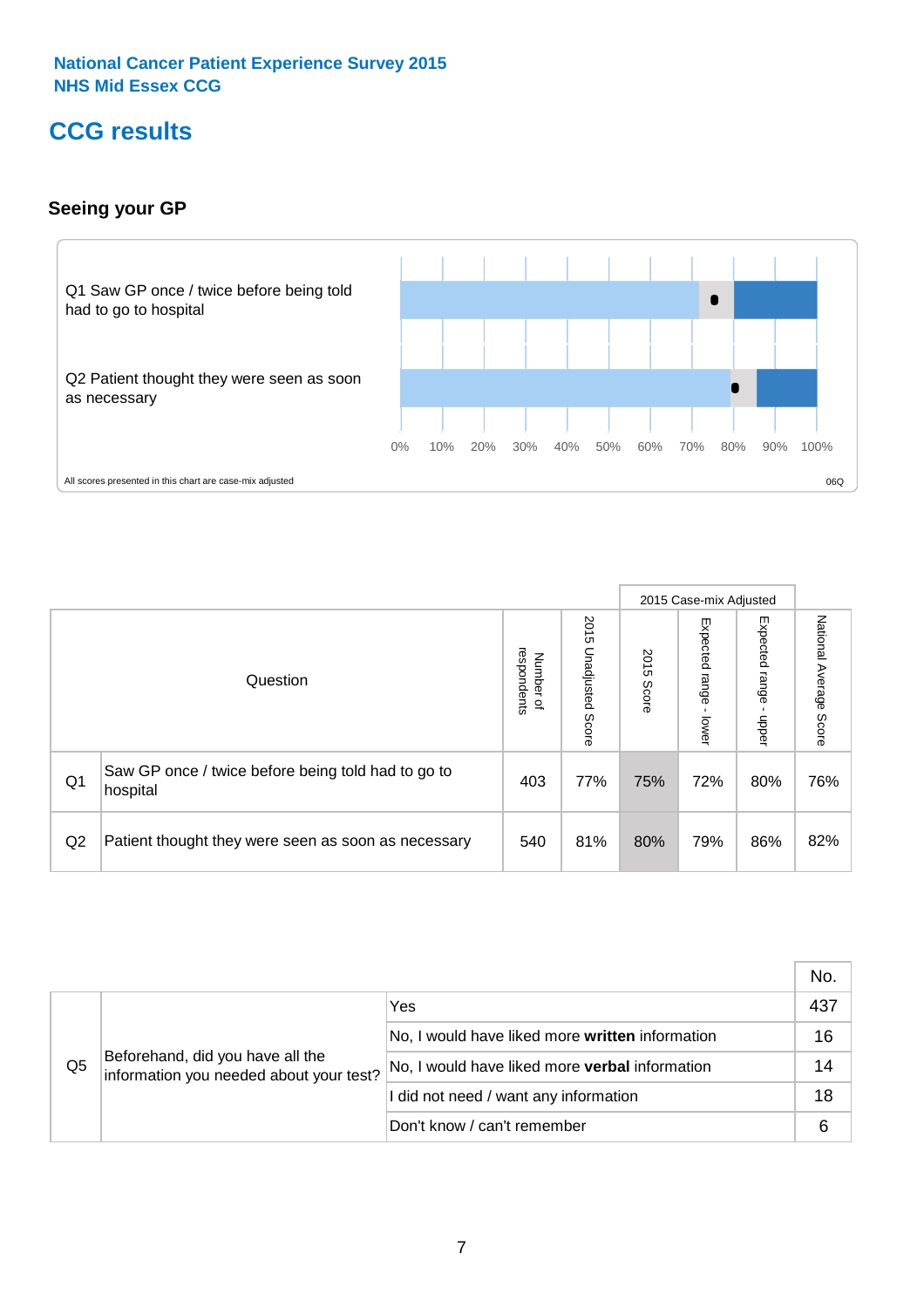National Cancer Patient Experience Survey 2015
NHS Mid Essex CCG

# CCG results

## Seeing your GP

Q1 Saw GP once / twice before being told had to go to hospital

Q2 Patient thought they were seen as soon as necessary

0% 10% 20% 30% 40% 50% 60% 70% 80% 90% 100%

All scores presented in this chart are case-mix adjusted

06Q

| | Question | Number of respondents | 2015 Unadjusted Score | 2015 Case-mix Adjusted: 2015 Score | 2015 Case-mix Adjusted: Expected range - lower | 2015 Case-mix Adjusted: Expected range - upper | National Average Score |
|---|---|---|---|---|---|---|---|
| Q1 | Saw GP once / twice before being told had to go to hospital | 403 | 77% | 75% | 72% | 80% | 76% |
| Q2 | Patient thought they were seen as soon as necessary | 540 | 81% | 80% | 79% | 86% | 82% |

| | | | No. |
|---|---|---|---|
| Q5 | Beforehand, did you have all the information you needed about your test? | Yes | 437 |
| | | No, I would have liked more **written** information | 16 |
| | | No, I would have liked more **verbal** information | 14 |
| | | I did not need / want any information | 18 |
| | | Don't know / can't remember | 6 |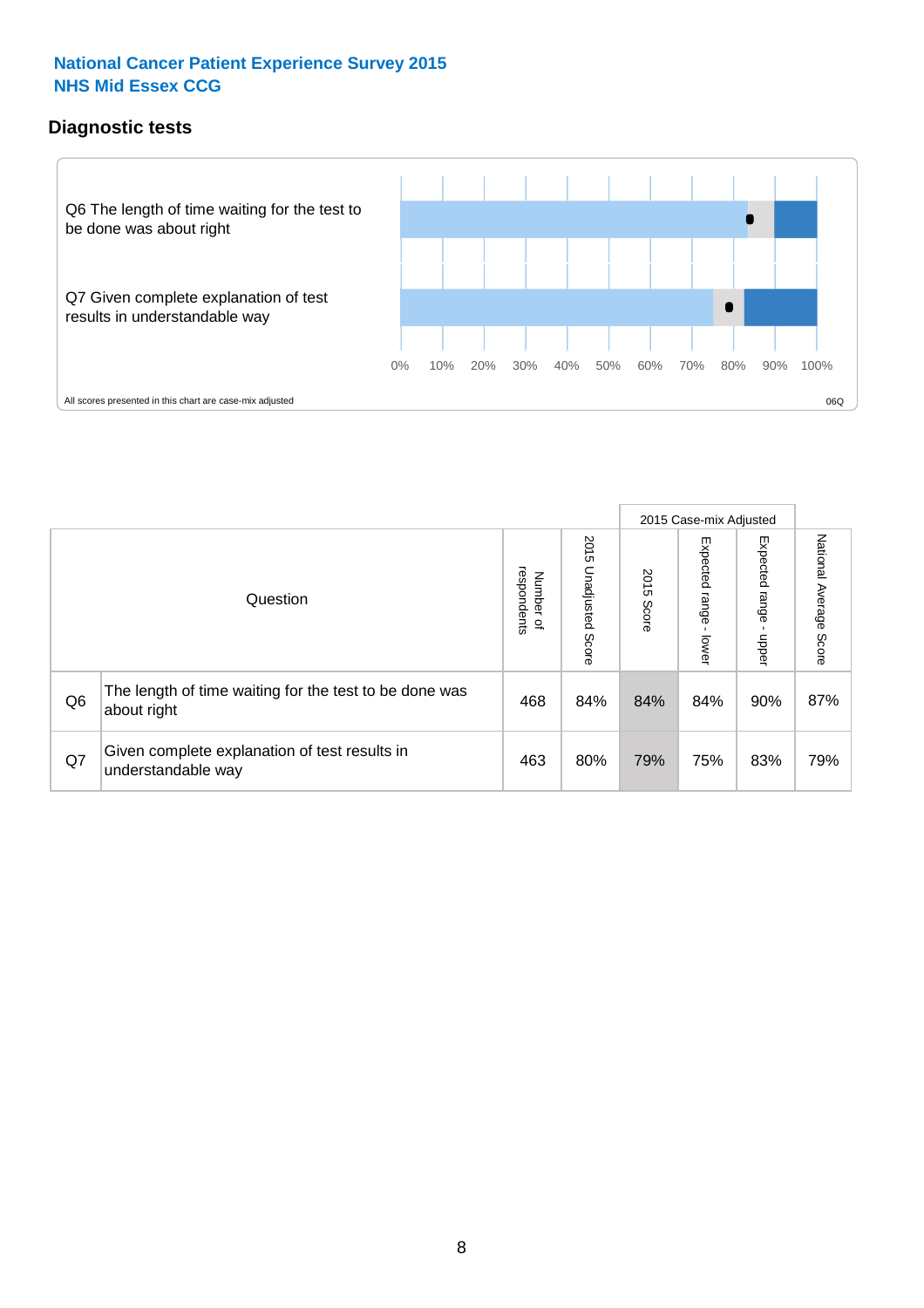**National Cancer Patient Experience Survey 2015**
**NHS Mid Essex CCG**

## Diagnostic tests

Q6 The length of time waiting for the test to be done was about right

Q7 Given complete explanation of test results in understandable way

0% 10% 20% 30% 40% 50% 60% 70% 80% 90% 100%

All scores presented in this chart are case-mix adjusted

06Q

| Question | | Number of respondents | 2015 Unadjusted Score | 2015 Case-mix Adjusted: 2015 Score | 2015 Case-mix Adjusted: Expected range - lower | 2015 Case-mix Adjusted: Expected range - upper | National Average Score |
|---|---|---|---|---|---|---|---|
| Q6 | The length of time waiting for the test to be done was about right | 468 | 84% | 84% | 84% | 90% | 87% |
| Q7 | Given complete explanation of test results in understandable way | 463 | 80% | 79% | 75% | 83% | 79% |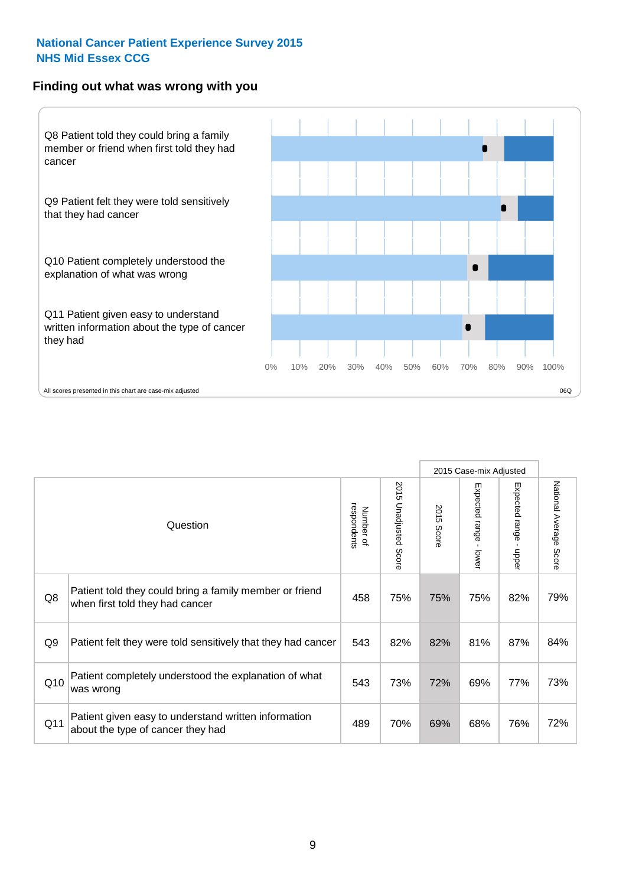**National Cancer Patient Experience Survey 2015**
**NHS Mid Essex CCG**

## Finding out what was wrong with you

Q8 Patient told they could bring a family member or friend when first told they had cancer

Q9 Patient felt they were told sensitively that they had cancer

Q10 Patient completely understood the explanation of what was wrong

Q11 Patient given easy to understand written information about the type of cancer they had

0% 10% 20% 30% 40% 50% 60% 70% 80% 90% 100%

All scores presented in this chart are case-mix adjusted

06Q

| | Question | Number of respondents | 2015 Unadjusted Score | 2015 Case-mix Adjusted | | | National Average Score |
|---|---|---|---|---|---|---|---|
| | | | | 2015 Score | Expected range - lower | Expected range - upper | |
| Q8 | Patient told they could bring a family member or friend when first told they had cancer | 458 | 75% | 75% | 75% | 82% | 79% |
| Q9 | Patient felt they were told sensitively that they had cancer | 543 | 82% | 82% | 81% | 87% | 84% |
| Q10 | Patient completely understood the explanation of what was wrong | 543 | 73% | 72% | 69% | 77% | 73% |
| Q11 | Patient given easy to understand written information about the type of cancer they had | 489 | 70% | 69% | 68% | 76% | 72% |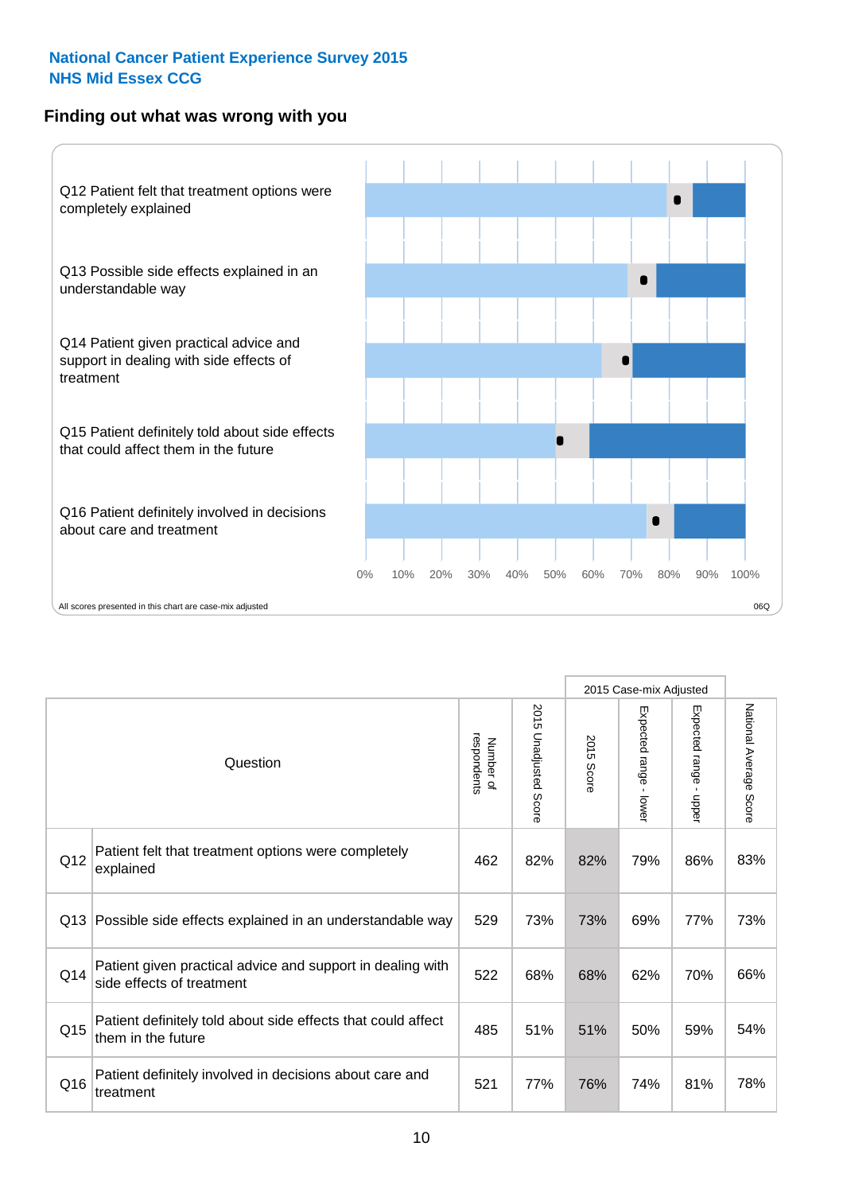National Cancer Patient Experience Survey 2015
NHS Mid Essex CCG

## Finding out what was wrong with you

Q12 Patient felt that treatment options were completely explained

Q13 Possible side effects explained in an understandable way

Q14 Patient given practical advice and support in dealing with side effects of treatment

Q15 Patient definitely told about side effects that could affect them in the future

Q16 Patient definitely involved in decisions about care and treatment

0% 10% 20% 30% 40% 50% 60% 70% 80% 90% 100%

All scores presented in this chart are case-mix adjusted

06Q

| | Question | Number of respondents | 2015 Unadjusted Score | 2015 Case-mix Adjusted: 2015 Score | 2015 Case-mix Adjusted: Expected range - lower | 2015 Case-mix Adjusted: Expected range - upper | National Average Score |
|---|---|---|---|---|---|---|---|
| Q12 | Patient felt that treatment options were completely explained | 462 | 82% | 82% | 79% | 86% | 83% |
| Q13 | Possible side effects explained in an understandable way | 529 | 73% | 73% | 69% | 77% | 73% |
| Q14 | Patient given practical advice and support in dealing with side effects of treatment | 522 | 68% | 68% | 62% | 70% | 66% |
| Q15 | Patient definitely told about side effects that could affect them in the future | 485 | 51% | 51% | 50% | 59% | 54% |
| Q16 | Patient definitely involved in decisions about care and treatment | 521 | 77% | 76% | 74% | 81% | 78% |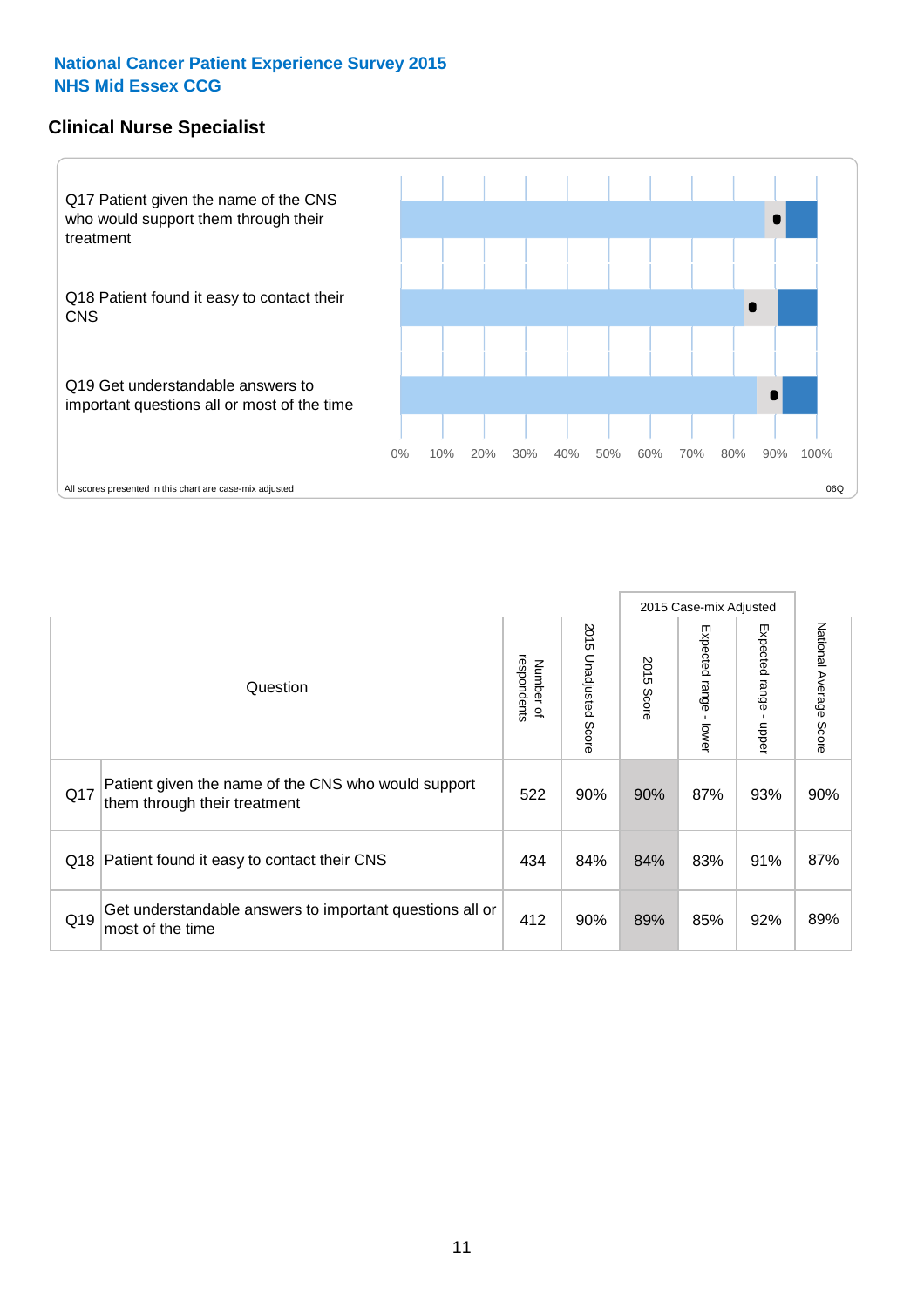**National Cancer Patient Experience Survey 2015**
**NHS Mid Essex CCG**

## Clinical Nurse Specialist

Q17 Patient given the name of the CNS who would support them through their treatment

Q18 Patient found it easy to contact their CNS

Q19 Get understandable answers to important questions all or most of the time

0% 10% 20% 30% 40% 50% 60% 70% 80% 90% 100%

All scores presented in this chart are case-mix adjusted

06Q

| | Question | Number of respondents | 2015 Unadjusted Score | 2015 Case-mix Adjusted 2015 Score | 2015 Case-mix Adjusted Expected range - lower | 2015 Case-mix Adjusted Expected range - upper | National Average Score |
|---|---|---|---|---|---|---|---|
| Q17 | Patient given the name of the CNS who would support them through their treatment | 522 | 90% | 90% | 87% | 93% | 90% |
| Q18 | Patient found it easy to contact their CNS | 434 | 84% | 84% | 83% | 91% | 87% |
| Q19 | Get understandable answers to important questions all or most of the time | 412 | 90% | 89% | 85% | 92% | 89% |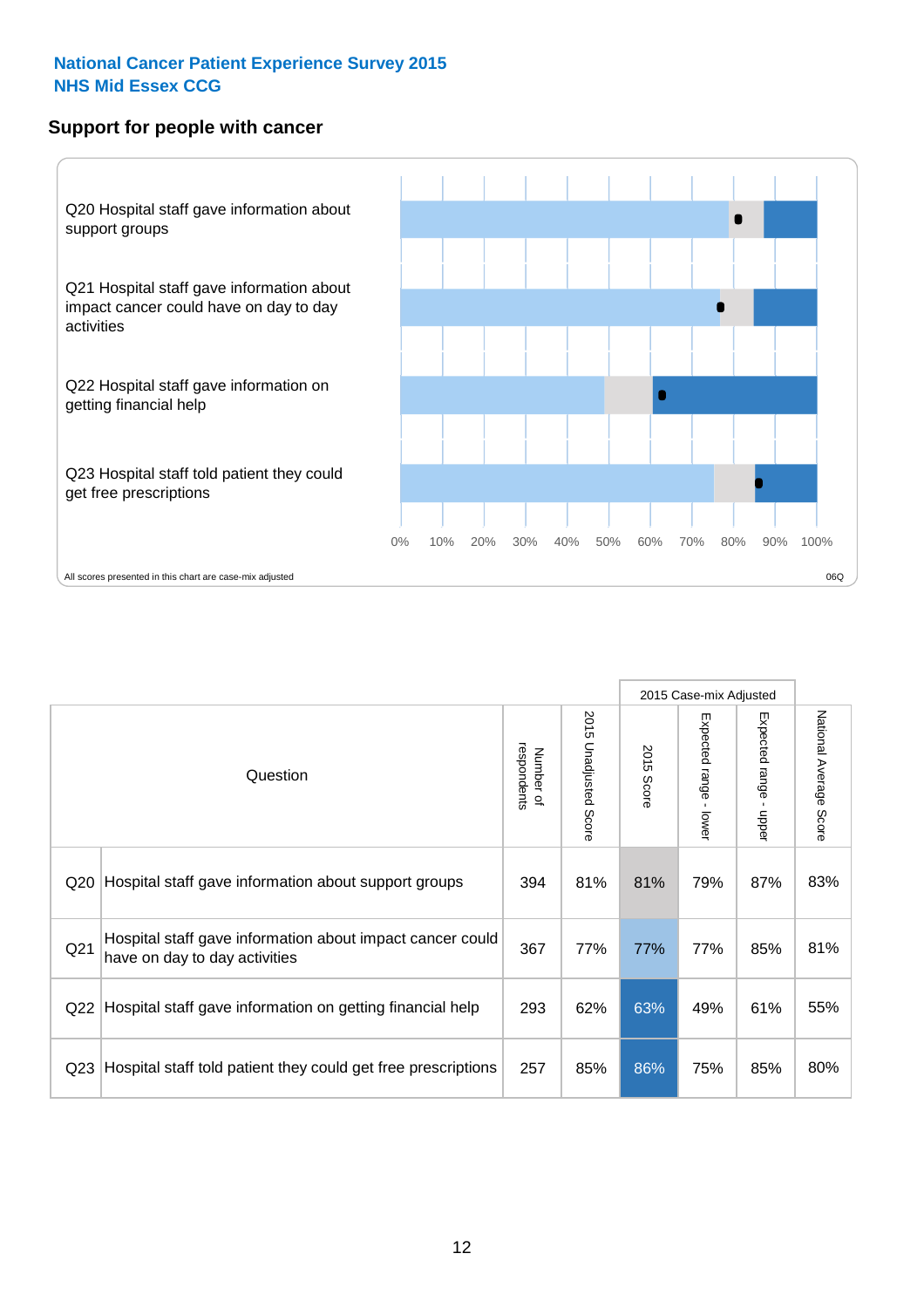**National Cancer Patient Experience Survey 2015**
**NHS Mid Essex CCG**

## Support for people with cancer

Q20 Hospital staff gave information about support groups

Q21 Hospital staff gave information about impact cancer could have on day to day activities

Q22 Hospital staff gave information on getting financial help

Q23 Hospital staff told patient they could get free prescriptions

0% 10% 20% 30% 40% 50% 60% 70% 80% 90% 100%

All scores presented in this chart are case-mix adjusted

06Q

| Question | | Number of respondents | 2015 Unadjusted Score | 2015 Case-mix Adjusted | | | National Average Score |
|---|---|---|---|---|---|---|---|
| | | | | 2015 Score | Expected range - lower | Expected range - upper | |
| Q20 | Hospital staff gave information about support groups | 394 | 81% | 81% | 79% | 87% | 83% |
| Q21 | Hospital staff gave information about impact cancer could have on day to day activities | 367 | 77% | 77% | 77% | 85% | 81% |
| Q22 | Hospital staff gave information on getting financial help | 293 | 62% | 63% | 49% | 61% | 55% |
| Q23 | Hospital staff told patient they could get free prescriptions | 257 | 85% | 86% | 75% | 85% | 80% |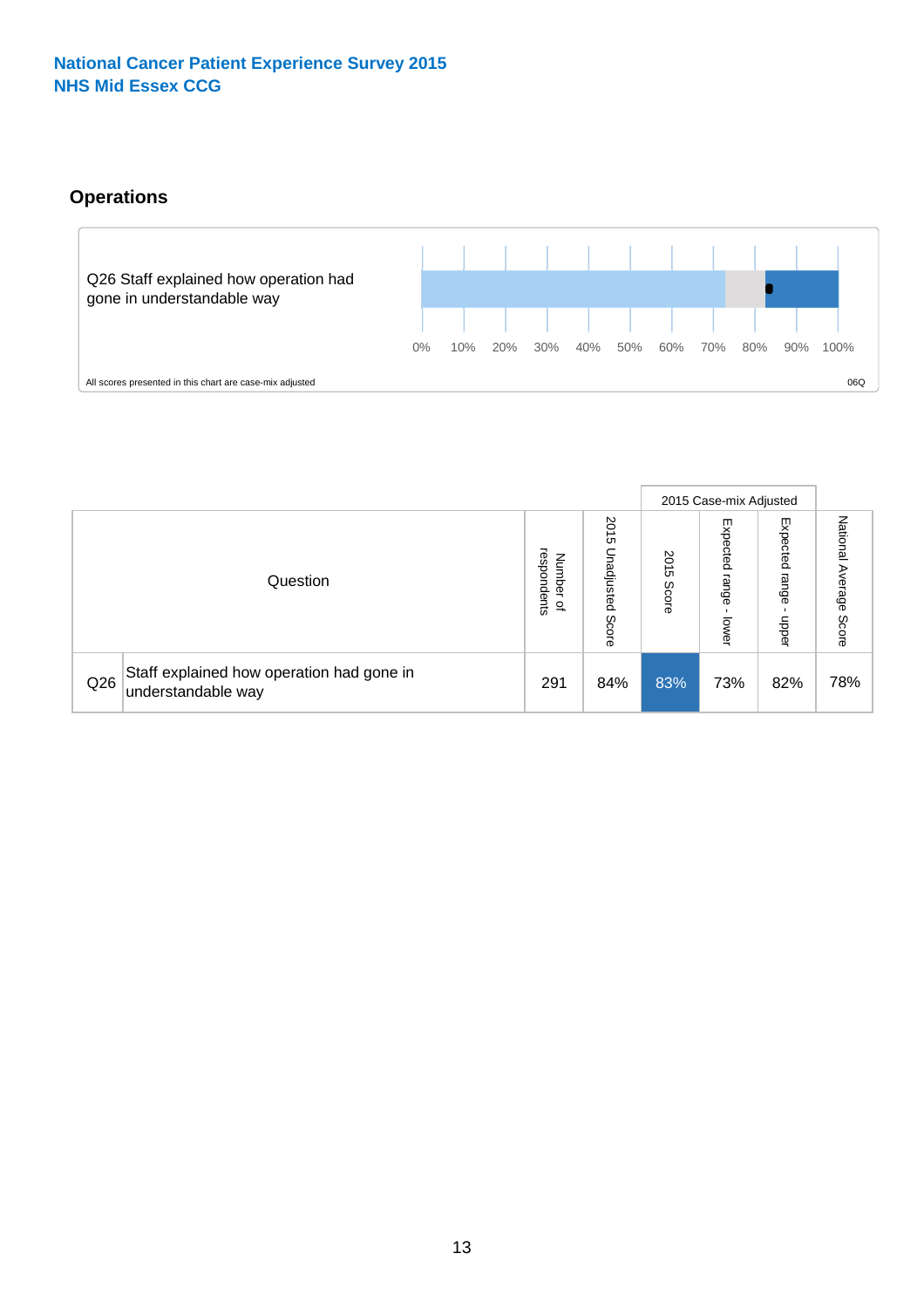**National Cancer Patient Experience Survey 2015**
**NHS Mid Essex CCG**

## Operations

Q26 Staff explained how operation had gone in understandable way

0% 10% 20% 30% 40% 50% 60% 70% 80% 90% 100%

All scores presented in this chart are case-mix adjusted

06Q

| Question | | Number of respondents | 2015 Unadjusted Score | 2015 Case-mix Adjusted | | | National Average Score |
|---|---|---|---|---|---|---|---|
| | | | | 2015 Score | Expected range - lower | Expected range - upper | |
| Q26 | Staff explained how operation had gone in understandable way | 291 | 84% | 83% | 73% | 82% | 78% |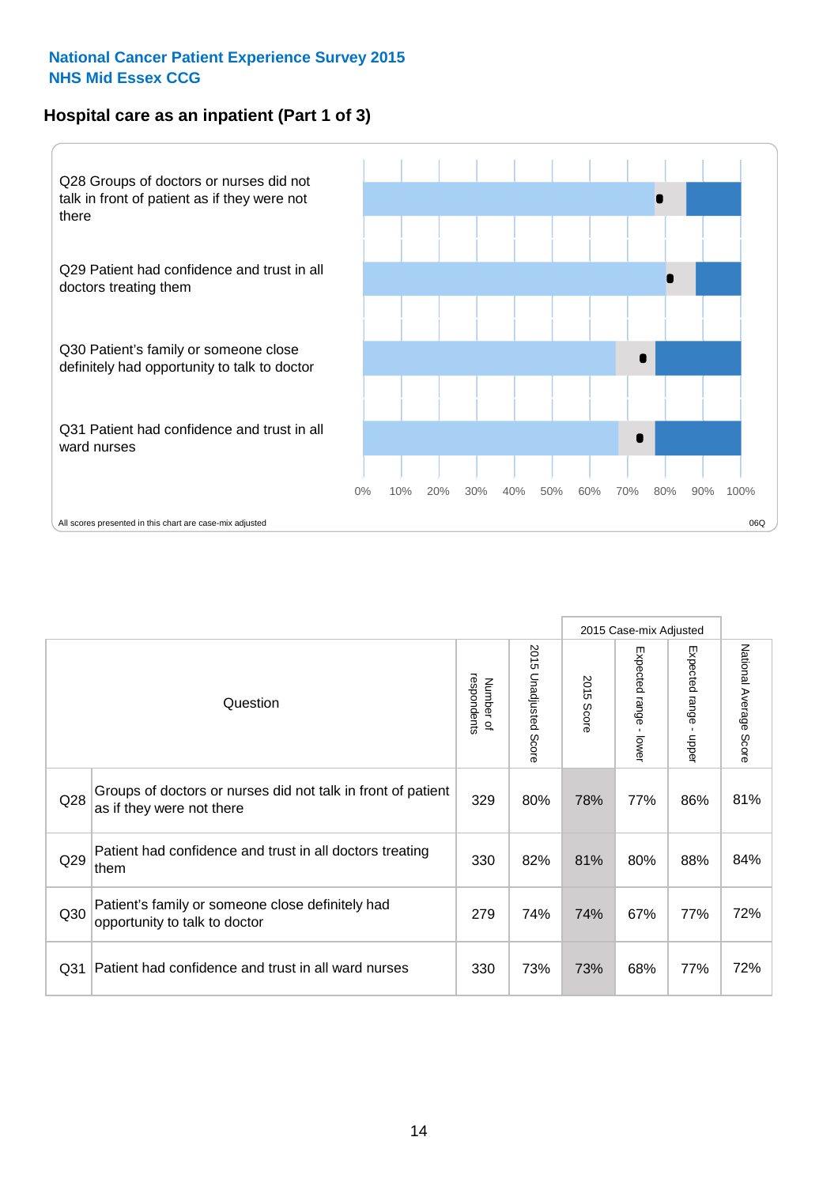**National Cancer Patient Experience Survey 2015**
**NHS Mid Essex CCG**

## Hospital care as an inpatient (Part 1 of 3)

Q28 Groups of doctors or nurses did not talk in front of patient as if they were not there

Q29 Patient had confidence and trust in all doctors treating them

Q30 Patient's family or someone close definitely had opportunity to talk to doctor

Q31 Patient had confidence and trust in all ward nurses

0% 10% 20% 30% 40% 50% 60% 70% 80% 90% 100%

All scores presented in this chart are case-mix adjusted

06Q

| | Question | Number of respondents | 2015 Unadjusted Score | 2015 Case-mix Adjusted: 2015 Score | Expected range - lower | Expected range - upper | National Average Score |
|---|---|---|---|---|---|---|---|
| Q28 | Groups of doctors or nurses did not talk in front of patient as if they were not there | 329 | 80% | 78% | 77% | 86% | 81% |
| Q29 | Patient had confidence and trust in all doctors treating them | 330 | 82% | 81% | 80% | 88% | 84% |
| Q30 | Patient's family or someone close definitely had opportunity to talk to doctor | 279 | 74% | 74% | 67% | 77% | 72% |
| Q31 | Patient had confidence and trust in all ward nurses | 330 | 73% | 73% | 68% | 77% | 72% |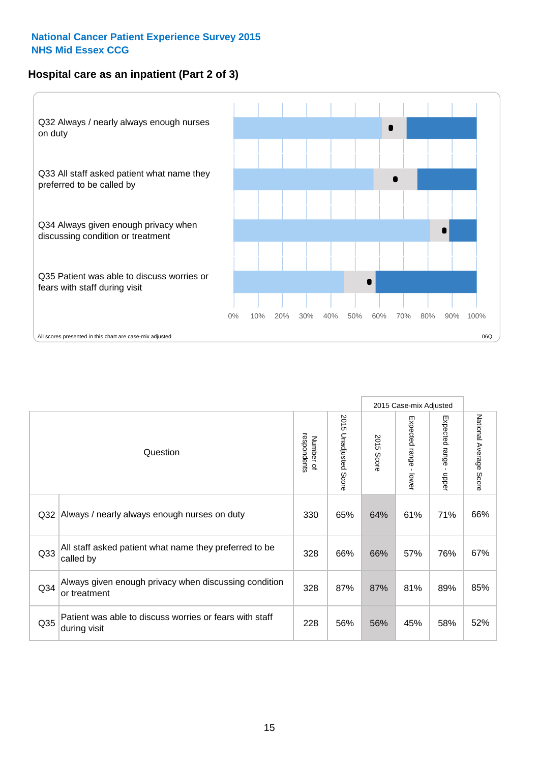**National Cancer Patient Experience Survey 2015**
**NHS Mid Essex CCG**

## Hospital care as an inpatient (Part 2 of 3)

Q32 Always / nearly always enough nurses on duty

Q33 All staff asked patient what name they preferred to be called by

Q34 Always given enough privacy when discussing condition or treatment

Q35 Patient was able to discuss worries or fears with staff during visit

0% 10% 20% 30% 40% 50% 60% 70% 80% 90% 100%

All scores presented in this chart are case-mix adjusted

06Q

| Question | | Number of respondents | 2015 Unadjusted Score | 2015 Case-mix Adjusted | | | National Average Score |
|---|---|---|---|---|---|---|---|
| | | | | 2015 Score | Expected range - lower | Expected range - upper | |
| Q32 | Always / nearly always enough nurses on duty | 330 | 65% | 64% | 61% | 71% | 66% |
| Q33 | All staff asked patient what name they preferred to be called by | 328 | 66% | 66% | 57% | 76% | 67% |
| Q34 | Always given enough privacy when discussing condition or treatment | 328 | 87% | 87% | 81% | 89% | 85% |
| Q35 | Patient was able to discuss worries or fears with staff during visit | 228 | 56% | 56% | 45% | 58% | 52% |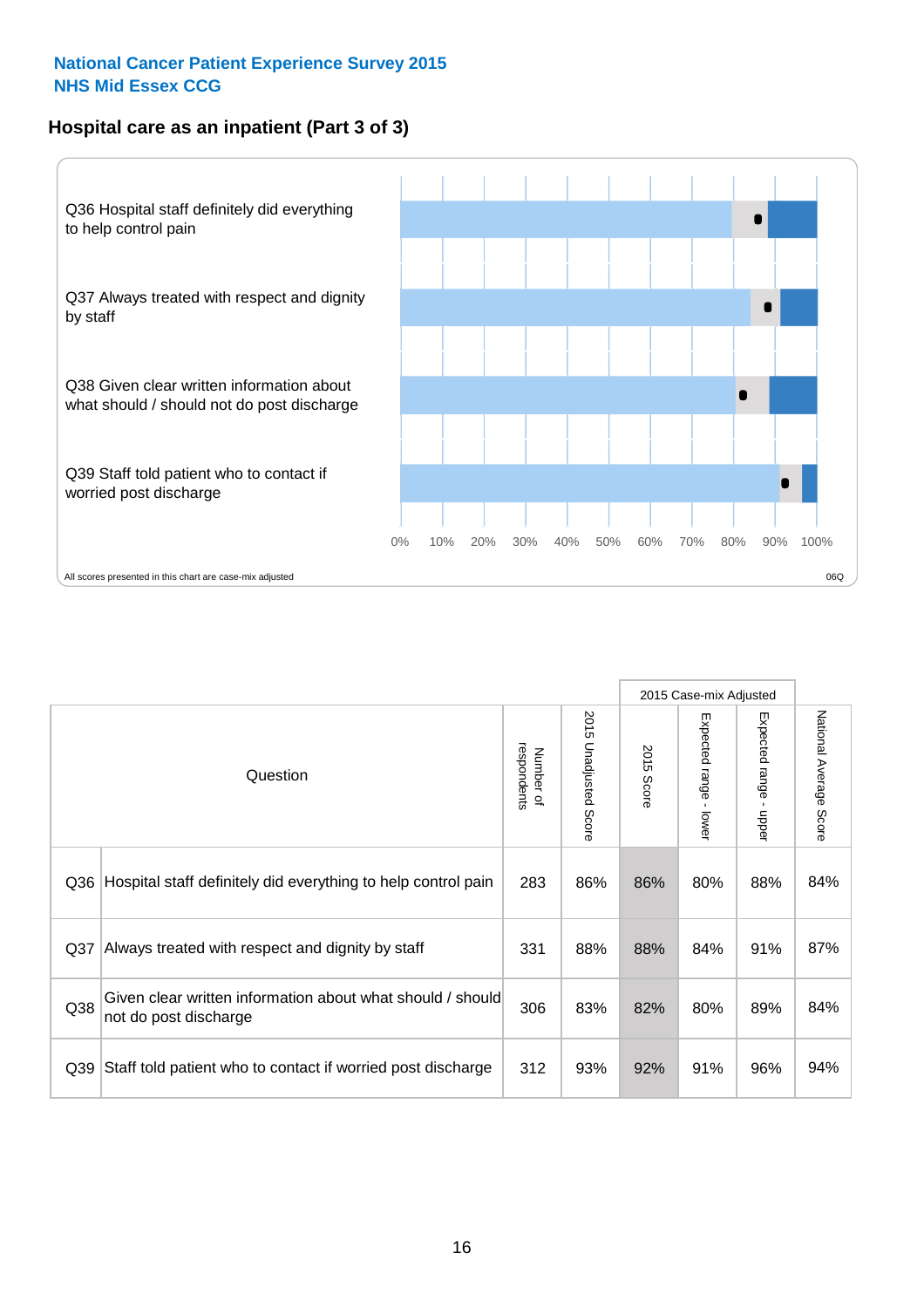**National Cancer Patient Experience Survey 2015**
**NHS Mid Essex CCG**

## Hospital care as an inpatient (Part 3 of 3)

Q36 Hospital staff definitely did everything to help control pain

Q37 Always treated with respect and dignity by staff

Q38 Given clear written information about what should / should not do post discharge

Q39 Staff told patient who to contact if worried post discharge

0% 10% 20% 30% 40% 50% 60% 70% 80% 90% 100%

All scores presented in this chart are case-mix adjusted

06Q

| | Question | Number of respondents | 2015 Unadjusted Score | 2015 Case-mix Adjusted: 2015 Score | 2015 Case-mix Adjusted: Expected range - lower | 2015 Case-mix Adjusted: Expected range - upper | National Average Score |
|---|---|---|---|---|---|---|---|
| Q36 | Hospital staff definitely did everything to help control pain | 283 | 86% | 86% | 80% | 88% | 84% |
| Q37 | Always treated with respect and dignity by staff | 331 | 88% | 88% | 84% | 91% | 87% |
| Q38 | Given clear written information about what should / should not do post discharge | 306 | 83% | 82% | 80% | 89% | 84% |
| Q39 | Staff told patient who to contact if worried post discharge | 312 | 93% | 92% | 91% | 96% | 94% |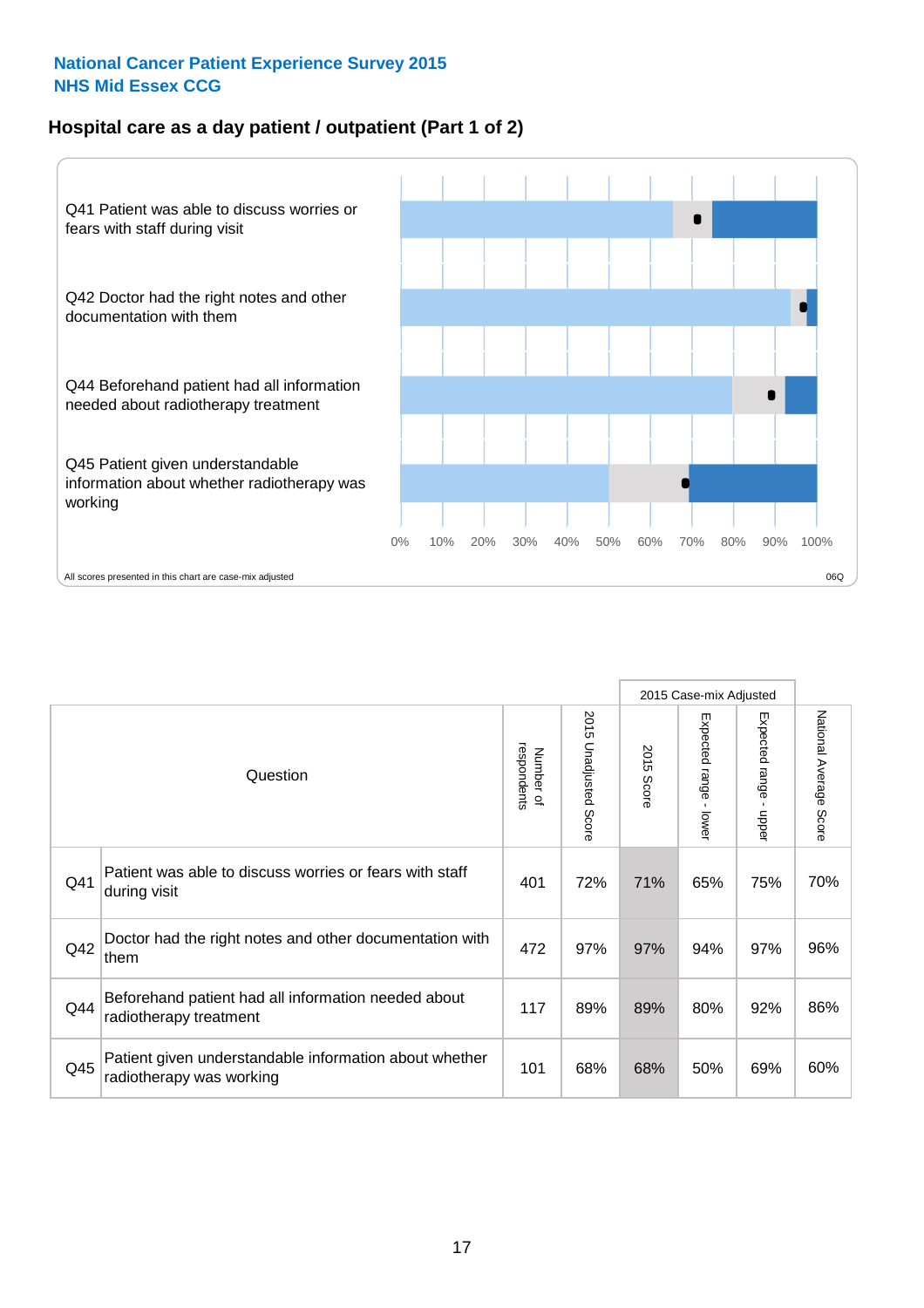**National Cancer Patient Experience Survey 2015**
**NHS Mid Essex CCG**

## Hospital care as a day patient / outpatient (Part 1 of 2)

Q41 Patient was able to discuss worries or fears with staff during visit

Q42 Doctor had the right notes and other documentation with them

Q44 Beforehand patient had all information needed about radiotherapy treatment

Q45 Patient given understandable information about whether radiotherapy was working

0% 10% 20% 30% 40% 50% 60% 70% 80% 90% 100%

All scores presented in this chart are case-mix adjusted

06Q

| | Question | Number of respondents | 2015 Unadjusted Score | 2015 Case-mix Adjusted: 2015 Score | 2015 Case-mix Adjusted: Expected range - lower | 2015 Case-mix Adjusted: Expected range - upper | National Average Score |
|---|---|---|---|---|---|---|---|
| Q41 | Patient was able to discuss worries or fears with staff during visit | 401 | 72% | 71% | 65% | 75% | 70% |
| Q42 | Doctor had the right notes and other documentation with them | 472 | 97% | 97% | 94% | 97% | 96% |
| Q44 | Beforehand patient had all information needed about radiotherapy treatment | 117 | 89% | 89% | 80% | 92% | 86% |
| Q45 | Patient given understandable information about whether radiotherapy was working | 101 | 68% | 68% | 50% | 69% | 60% |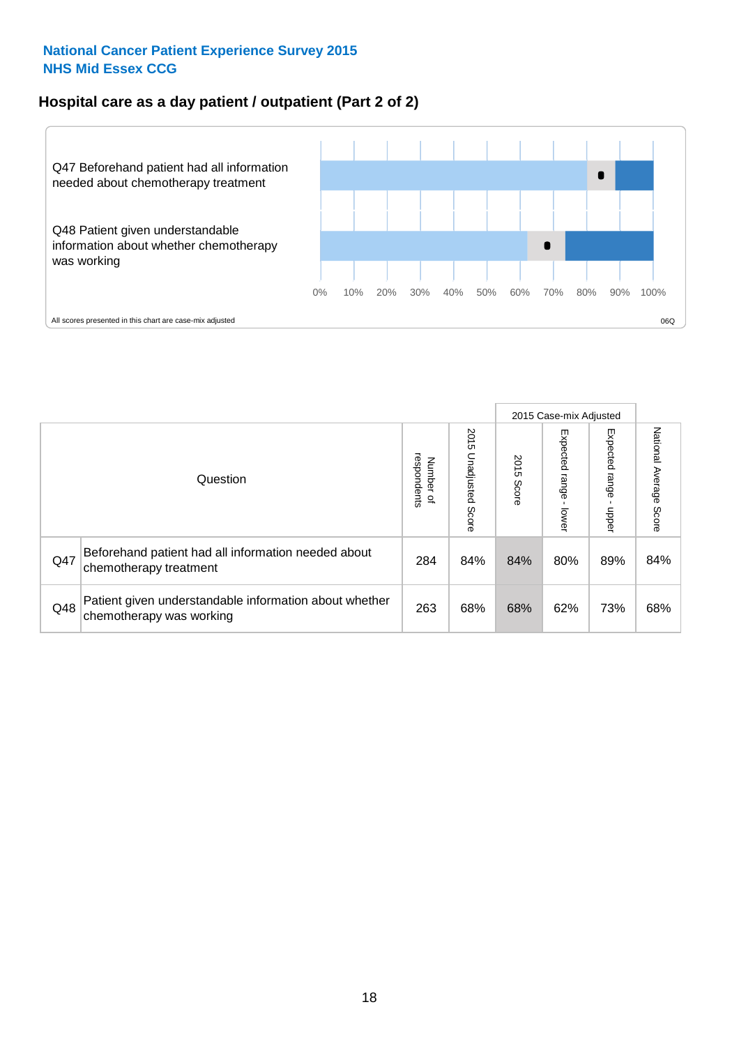**National Cancer Patient Experience Survey 2015**
**NHS Mid Essex CCG**

## Hospital care as a day patient / outpatient (Part 2 of 2)

Q47 Beforehand patient had all information needed about chemotherapy treatment

Q48 Patient given understandable information about whether chemotherapy was working

0% 10% 20% 30% 40% 50% 60% 70% 80% 90% 100%

All scores presented in this chart are case-mix adjusted

06Q

| Question | | Number of respondents | 2015 Unadjusted Score | 2015 Case-mix Adjusted: 2015 Score | 2015 Case-mix Adjusted: Expected range - lower | 2015 Case-mix Adjusted: Expected range - upper | National Average Score |
|---|---|---|---|---|---|---|---|
| Q47 | Beforehand patient had all information needed about chemotherapy treatment | 284 | 84% | 84% | 80% | 89% | 84% |
| Q48 | Patient given understandable information about whether chemotherapy was working | 263 | 68% | 68% | 62% | 73% | 68% |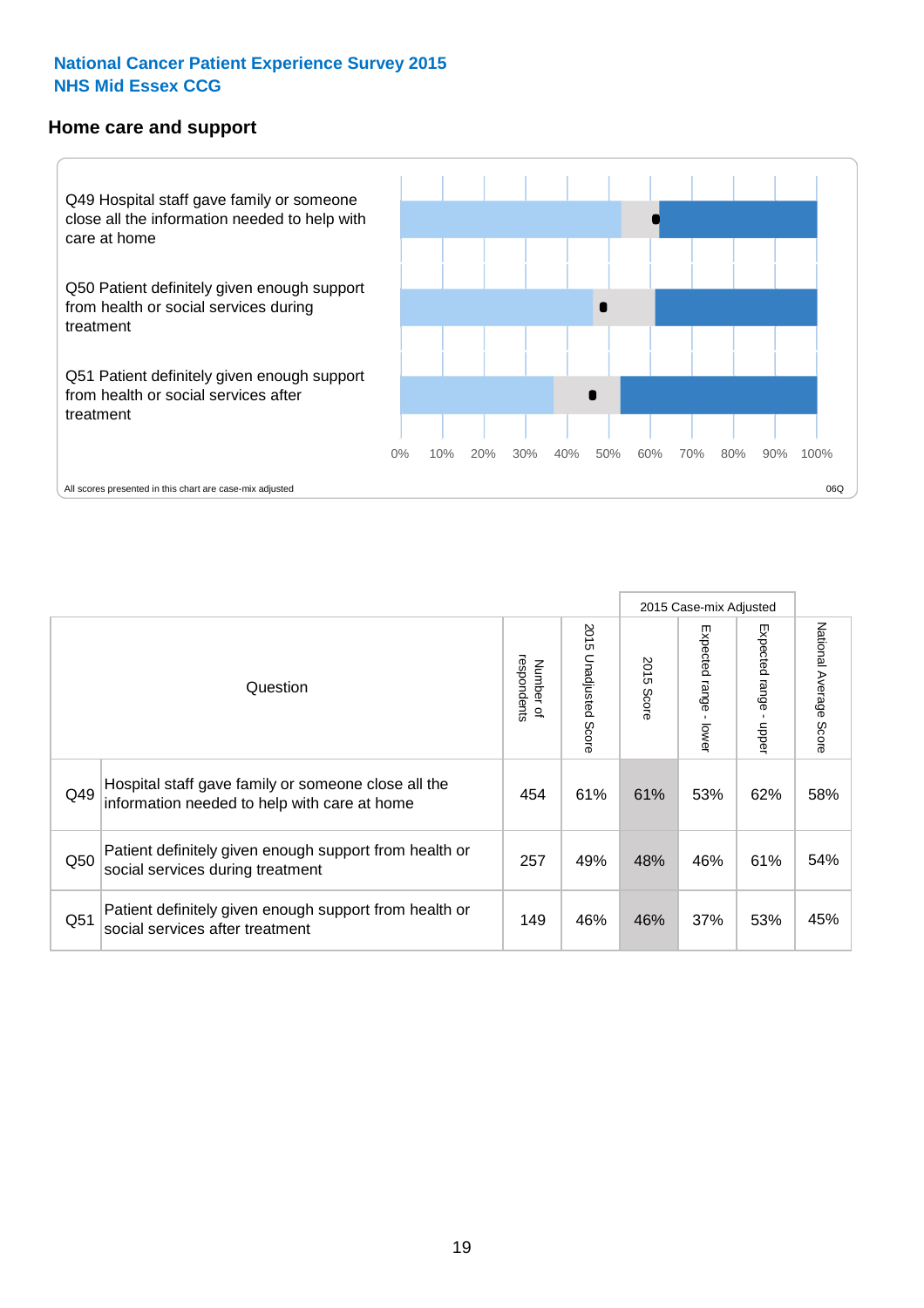**National Cancer Patient Experience Survey 2015**
**NHS Mid Essex CCG**

## Home care and support

Q49 Hospital staff gave family or someone close all the information needed to help with care at home

Q50 Patient definitely given enough support from health or social services during treatment

Q51 Patient definitely given enough support from health or social services after treatment

0% 10% 20% 30% 40% 50% 60% 70% 80% 90% 100%

All scores presented in this chart are case-mix adjusted

06Q

| | Question | Number of respondents | 2015 Unadjusted Score | 2015 Case-mix Adjusted | | | National Average Score |
|---|---|---|---|---|---|---|---|
| | | | | 2015 Score | Expected range - lower | Expected range - upper | |
| Q49 | Hospital staff gave family or someone close all the information needed to help with care at home | 454 | 61% | 61% | 53% | 62% | 58% |
| Q50 | Patient definitely given enough support from health or social services during treatment | 257 | 49% | 48% | 46% | 61% | 54% |
| Q51 | Patient definitely given enough support from health or social services after treatment | 149 | 46% | 46% | 37% | 53% | 45% |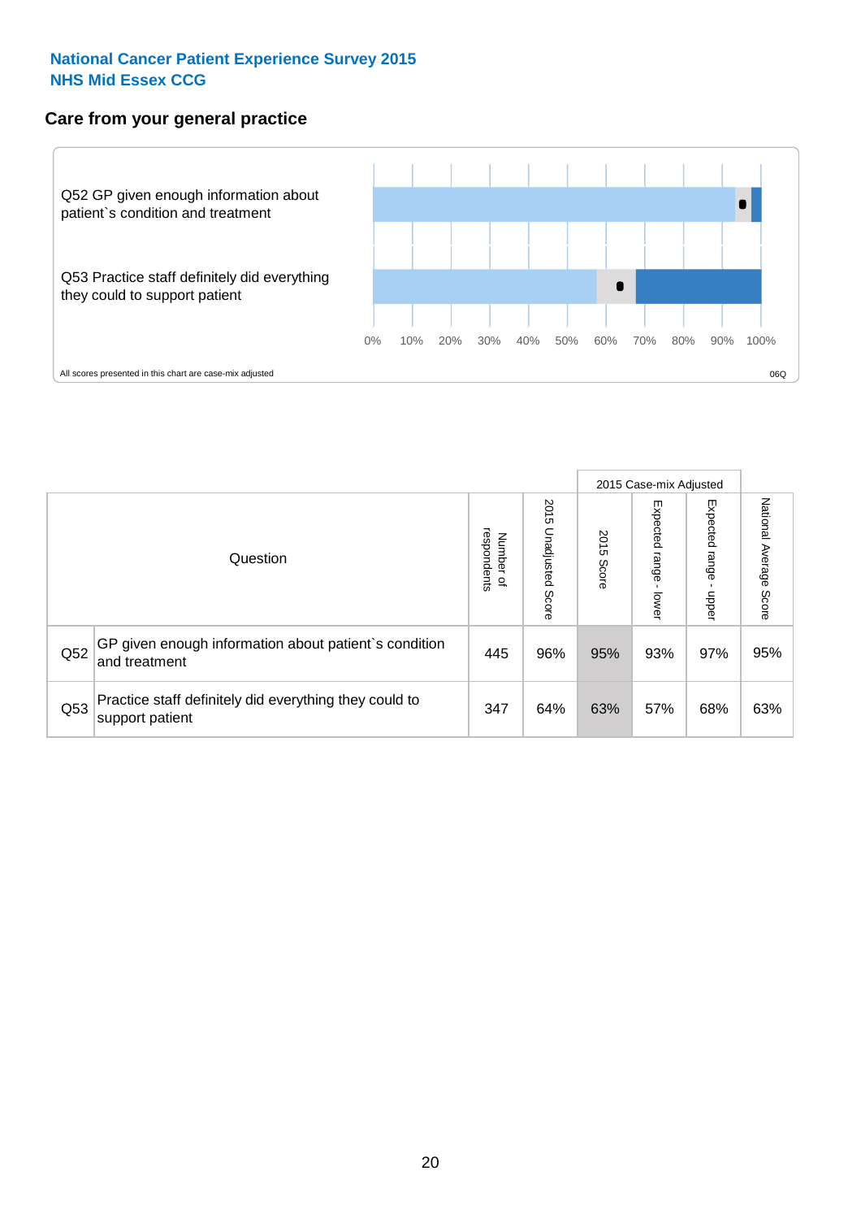# National Cancer Patient Experience Survey 2015
## NHS Mid Essex CCG

### Care from your general practice

Q52 GP given enough information about patient`s condition and treatment

Q53 Practice staff definitely did everything they could to support patient

0% 10% 20% 30% 40% 50% 60% 70% 80% 90% 100%

All scores presented in this chart are case-mix adjusted

06Q

| Question | | Number of respondents | 2015 Unadjusted Score | 2015 Case-mix Adjusted 2015 Score | Expected range - lower | Expected range - upper | National Average Score |
|---|---|---|---|---|---|---|---|
| Q52 | GP given enough information about patient`s condition and treatment | 445 | 96% | 95% | 93% | 97% | 95% |
| Q53 | Practice staff definitely did everything they could to support patient | 347 | 64% | 63% | 57% | 68% | 63% |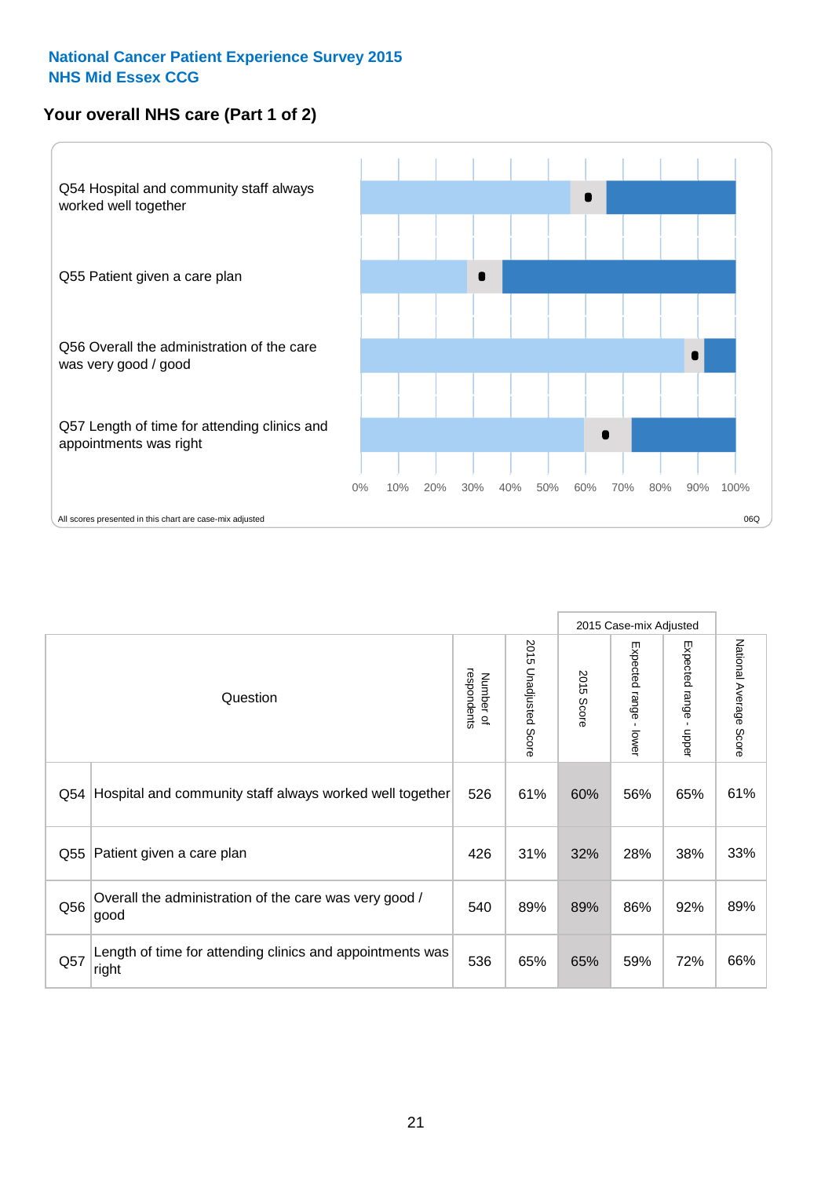## National Cancer Patient Experience Survey 2015
## NHS Mid Essex CCG

### Your overall NHS care (Part 1 of 2)

Q54 Hospital and community staff always worked well together

Q55 Patient given a care plan

Q56 Overall the administration of the care was very good / good

Q57 Length of time for attending clinics and appointments was right

0% 10% 20% 30% 40% 50% 60% 70% 80% 90% 100%

All scores presented in this chart are case-mix adjusted

06Q

| Question | | Number of respondents | 2015 Unadjusted Score | 2015 Case-mix Adjusted | | | National Average Score |
|---|---|---|---|---|---|---|---|
| | | | | 2015 Score | Expected range - lower | Expected range - upper | |
| Q54 | Hospital and community staff always worked well together | 526 | 61% | 60% | 56% | 65% | 61% |
| Q55 | Patient given a care plan | 426 | 31% | 32% | 28% | 38% | 33% |
| Q56 | Overall the administration of the care was very good / good | 540 | 89% | 89% | 86% | 92% | 89% |
| Q57 | Length of time for attending clinics and appointments was right | 536 | 65% | 65% | 59% | 72% | 66% |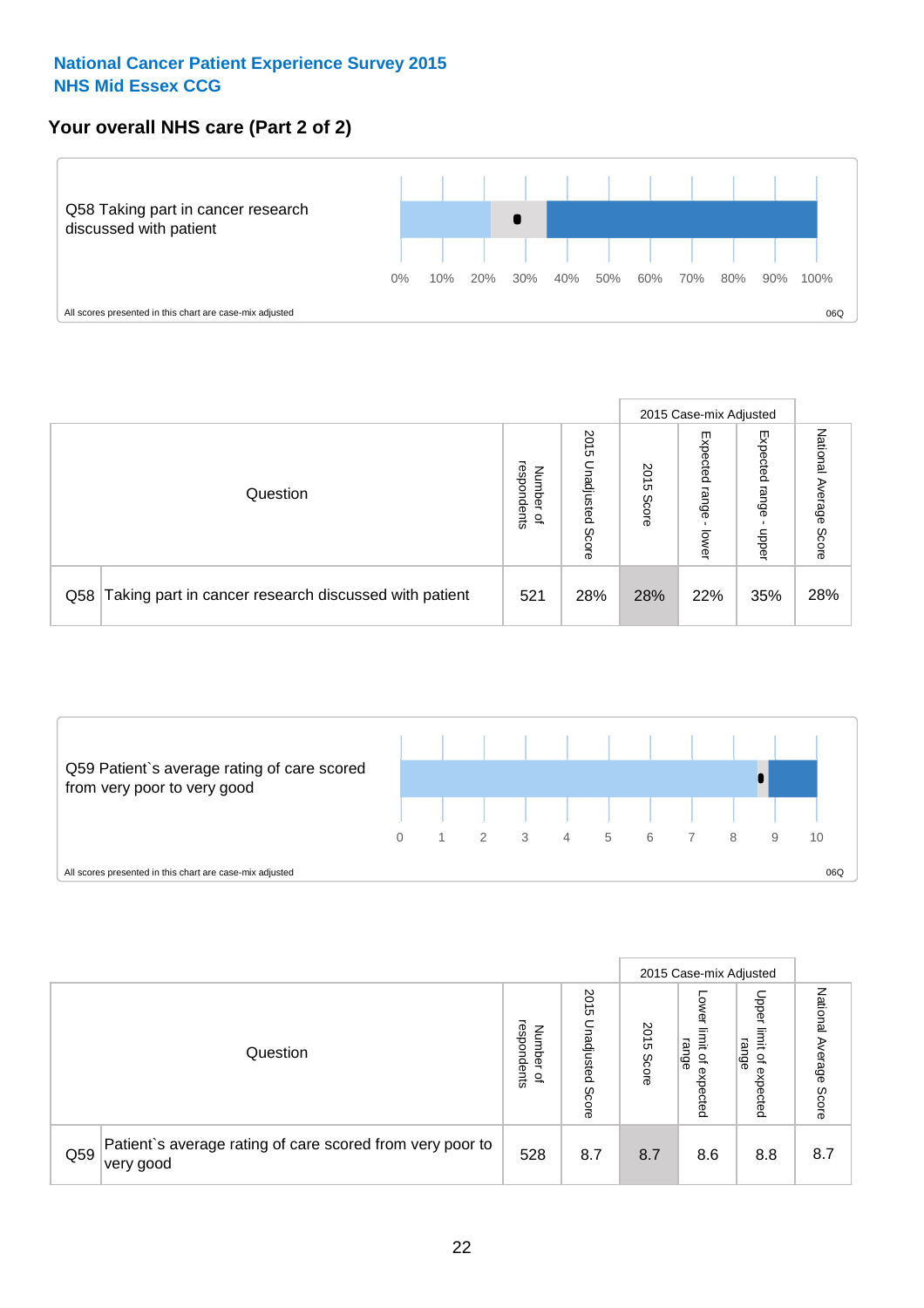**National Cancer Patient Experience Survey 2015**
**NHS Mid Essex CCG**

## Your overall NHS care (Part 2 of 2)

Q58 Taking part in cancer research discussed with patient

0% 10% 20% 30% 40% 50% 60% 70% 80% 90% 100%

All scores presented in this chart are case-mix adjusted

06Q

| Question | | Number of respondents | 2015 Unadjusted Score | 2015 Case-mix Adjusted | | | National Average Score |
|---|---|---|---|---|---|---|---|
| | | | | 2015 Score | Expected range - lower | Expected range - upper | |
| Q58 | Taking part in cancer research discussed with patient | 521 | 28% | 28% | 22% | 35% | 28% |

Q59 Patient`s average rating of care scored from very poor to very good

0 1 2 3 4 5 6 7 8 9 10

All scores presented in this chart are case-mix adjusted

06Q

| Question | | Number of respondents | 2015 Unadjusted Score | 2015 Case-mix Adjusted | | | National Average Score |
|---|---|---|---|---|---|---|---|
| | | | | 2015 Score | Lower limit of expected range | Upper limit of expected range | |
| Q59 | Patient`s average rating of care scored from very poor to very good | 528 | 8.7 | 8.7 | 8.6 | 8.8 | 8.7 |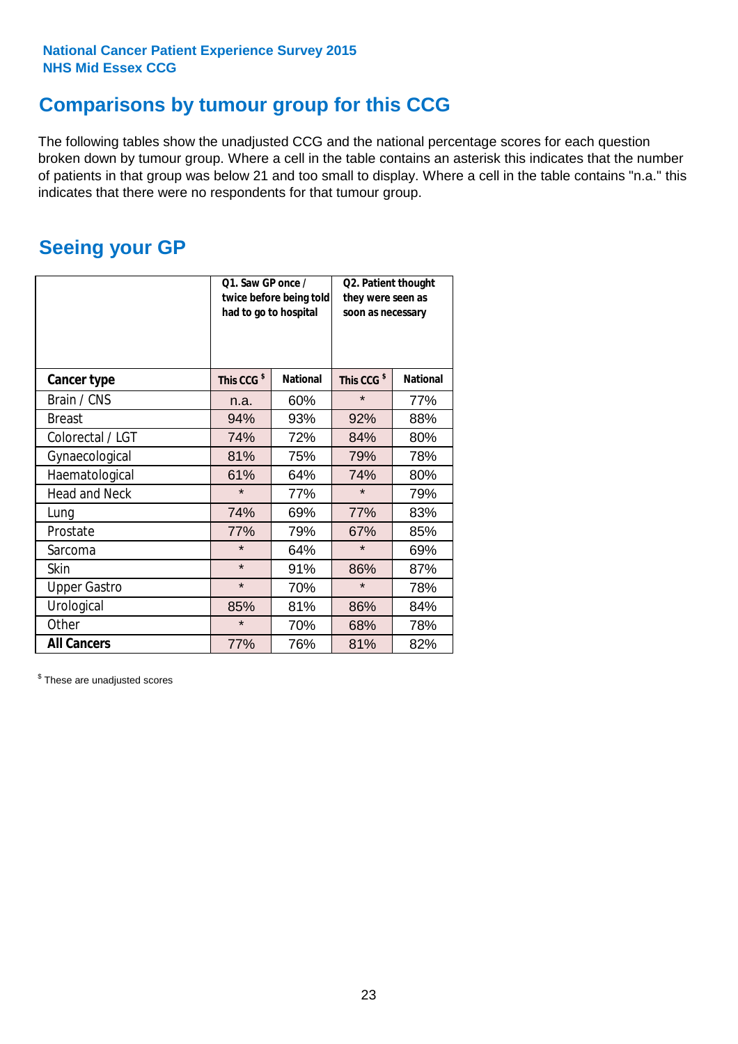**National Cancer Patient Experience Survey 2015**
**NHS Mid Essex CCG**

# Comparisons by tumour group for this CCG

The following tables show the unadjusted CCG and the national percentage scores for each question broken down by tumour group. Where a cell in the table contains an asterisk this indicates that the number of patients in that group was below 21 and too small to display. Where a cell in the table contains "n.a." this indicates that there were no respondents for that tumour group.

## Seeing your GP

| | Q1. Saw GP once / twice before being told had to go to hospital | | Q2. Patient thought they were seen as soon as necessary | |
|---|---|---|---|---|
| **Cancer type** | **This CCG $** | **National** | **This CCG $** | **National** |
| Brain / CNS | n.a. | 60% | * | 77% |
| Breast | 94% | 93% | 92% | 88% |
| Colorectal / LGT | 74% | 72% | 84% | 80% |
| Gynaecological | 81% | 75% | 79% | 78% |
| Haematological | 61% | 64% | 74% | 80% |
| Head and Neck | * | 77% | * | 79% |
| Lung | 74% | 69% | 77% | 83% |
| Prostate | 77% | 79% | 67% | 85% |
| Sarcoma | * | 64% | * | 69% |
| Skin | * | 91% | 86% | 87% |
| Upper Gastro | * | 70% | * | 78% |
| Urological | 85% | 81% | 86% | 84% |
| Other | * | 70% | 68% | 78% |
| **All Cancers** | 77% | 76% | 81% | 82% |

$ These are unadjusted scores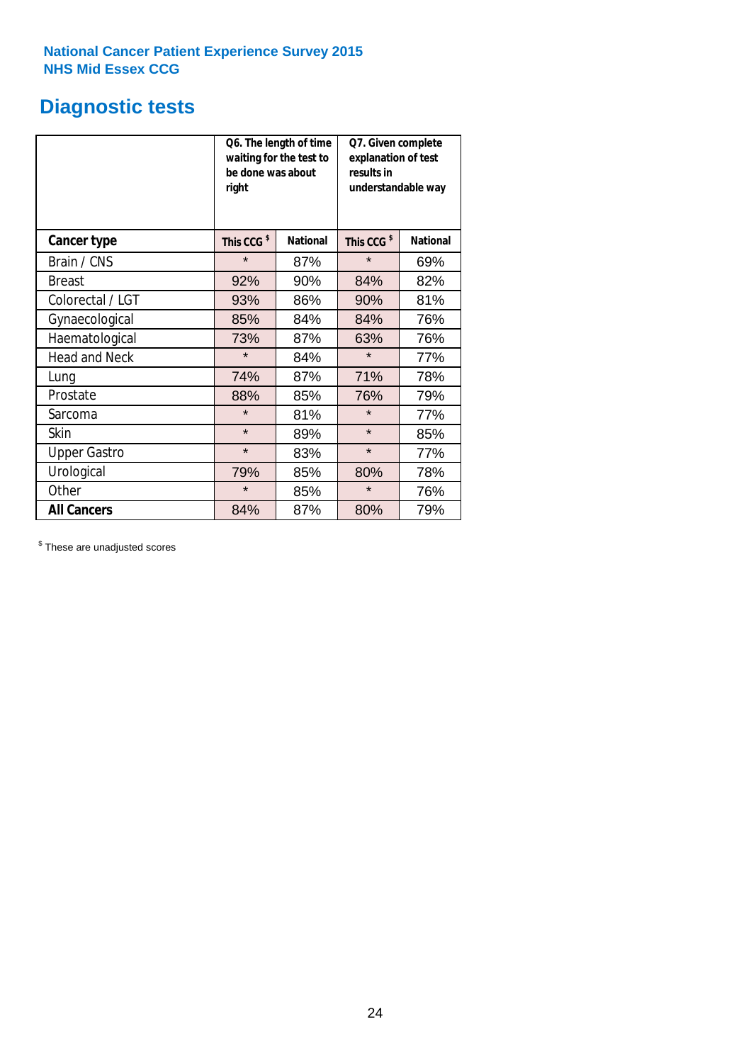National Cancer Patient Experience Survey 2015
NHS Mid Essex CCG

# Diagnostic tests

| | Q6. The length of time waiting for the test to be done was about right | | Q7. Given complete explanation of test results in understandable way | |
|---|---|---|---|---|
| **Cancer type** | **This CCG $** | **National** | **This CCG $** | **National** |
| Brain / CNS | * | 87% | * | 69% |
| Breast | 92% | 90% | 84% | 82% |
| Colorectal / LGT | 93% | 86% | 90% | 81% |
| Gynaecological | 85% | 84% | 84% | 76% |
| Haematological | 73% | 87% | 63% | 76% |
| Head and Neck | * | 84% | * | 77% |
| Lung | 74% | 87% | 71% | 78% |
| Prostate | 88% | 85% | 76% | 79% |
| Sarcoma | * | 81% | * | 77% |
| Skin | * | 89% | * | 85% |
| Upper Gastro | * | 83% | * | 77% |
| Urological | 79% | 85% | 80% | 78% |
| Other | * | 85% | * | 76% |
| **All Cancers** | 84% | 87% | 80% | 79% |

$ These are unadjusted scores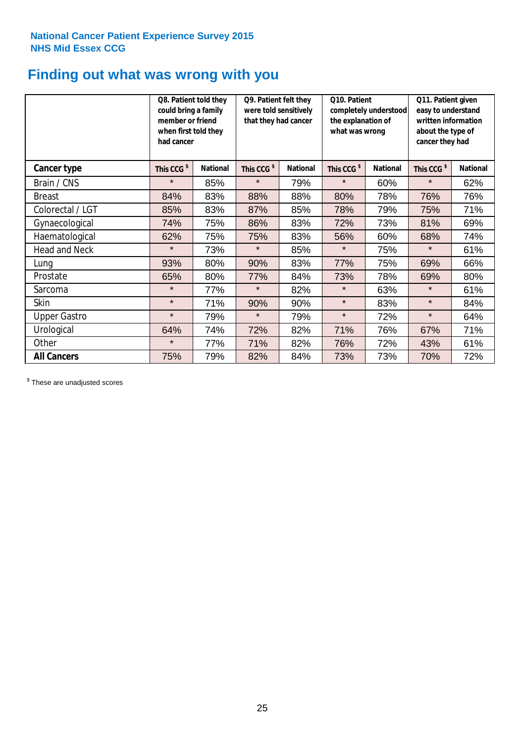**National Cancer Patient Experience Survey 2015**
**NHS Mid Essex CCG**

# Finding out what was wrong with you

| | Q8. Patient told they could bring a family member or friend when first told they had cancer | | Q9. Patient felt they were told sensitively that they had cancer | | Q10. Patient completely understood the explanation of what was wrong | | Q11. Patient given easy to understand written information about the type of cancer they had | |
|---|---|---|---|---|---|---|---|---|
| **Cancer type** | **This CCG $** | **National** | **This CCG $** | **National** | **This CCG $** | **National** | **This CCG $** | **National** |
| Brain / CNS | * | 85% | * | 79% | * | 60% | * | 62% |
| Breast | 84% | 83% | 88% | 88% | 80% | 78% | 76% | 76% |
| Colorectal / LGT | 85% | 83% | 87% | 85% | 78% | 79% | 75% | 71% |
| Gynaecological | 74% | 75% | 86% | 83% | 72% | 73% | 81% | 69% |
| Haematological | 62% | 75% | 75% | 83% | 56% | 60% | 68% | 74% |
| Head and Neck | * | 73% | * | 85% | * | 75% | * | 61% |
| Lung | 93% | 80% | 90% | 83% | 77% | 75% | 69% | 66% |
| Prostate | 65% | 80% | 77% | 84% | 73% | 78% | 69% | 80% |
| Sarcoma | * | 77% | * | 82% | * | 63% | * | 61% |
| Skin | * | 71% | 90% | 90% | * | 83% | * | 84% |
| Upper Gastro | * | 79% | * | 79% | * | 72% | * | 64% |
| Urological | 64% | 74% | 72% | 82% | 71% | 76% | 67% | 71% |
| Other | * | 77% | 71% | 82% | 76% | 72% | 43% | 61% |
| **All Cancers** | 75% | 79% | 82% | 84% | 73% | 73% | 70% | 72% |

$ These are unadjusted scores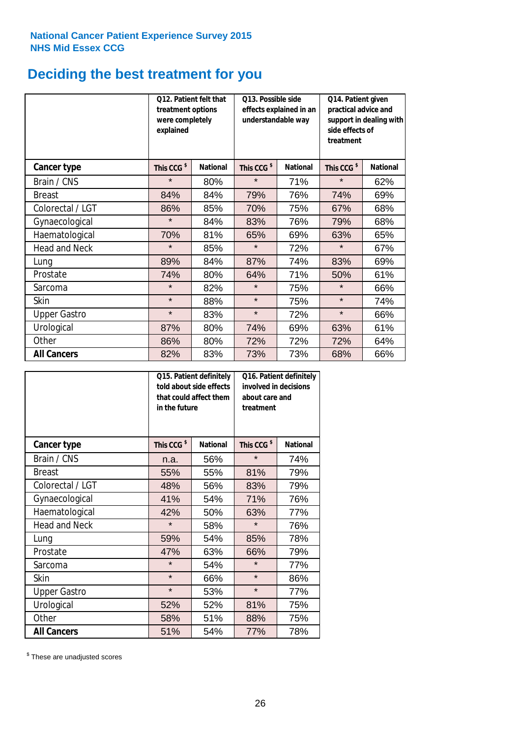National Cancer Patient Experience Survey 2015
NHS Mid Essex CCG

# Deciding the best treatment for you

| | Q12. Patient felt that treatment options were completely explained | | Q13. Possible side effects explained in an understandable way | | Q14. Patient given practical advice and support in dealing with side effects of treatment | |
|---|---|---|---|---|---|---|
| **Cancer type** | **This CCG $** | **National** | **This CCG $** | **National** | **This CCG $** | **National** |
| Brain / CNS | * | 80% | * | 71% | * | 62% |
| Breast | 84% | 84% | 79% | 76% | 74% | 69% |
| Colorectal / LGT | 86% | 85% | 70% | 75% | 67% | 68% |
| Gynaecological | * | 84% | 83% | 76% | 79% | 68% |
| Haematological | 70% | 81% | 65% | 69% | 63% | 65% |
| Head and Neck | * | 85% | * | 72% | * | 67% |
| Lung | 89% | 84% | 87% | 74% | 83% | 69% |
| Prostate | 74% | 80% | 64% | 71% | 50% | 61% |
| Sarcoma | * | 82% | * | 75% | * | 66% |
| Skin | * | 88% | * | 75% | * | 74% |
| Upper Gastro | * | 83% | * | 72% | * | 66% |
| Urological | 87% | 80% | 74% | 69% | 63% | 61% |
| Other | 86% | 80% | 72% | 72% | 72% | 64% |
| **All Cancers** | 82% | 83% | 73% | 73% | 68% | 66% |

| | Q15. Patient definitely told about side effects that could affect them in the future | | Q16. Patient definitely involved in decisions about care and treatment | |
|---|---|---|---|---|
| **Cancer type** | **This CCG $** | **National** | **This CCG $** | **National** |
| Brain / CNS | n.a. | 56% | * | 74% |
| Breast | 55% | 55% | 81% | 79% |
| Colorectal / LGT | 48% | 56% | 83% | 79% |
| Gynaecological | 41% | 54% | 71% | 76% |
| Haematological | 42% | 50% | 63% | 77% |
| Head and Neck | * | 58% | * | 76% |
| Lung | 59% | 54% | 85% | 78% |
| Prostate | 47% | 63% | 66% | 79% |
| Sarcoma | * | 54% | * | 77% |
| Skin | * | 66% | * | 86% |
| Upper Gastro | * | 53% | * | 77% |
| Urological | 52% | 52% | 81% | 75% |
| Other | 58% | 51% | 88% | 75% |
| **All Cancers** | 51% | 54% | 77% | 78% |

$ These are unadjusted scores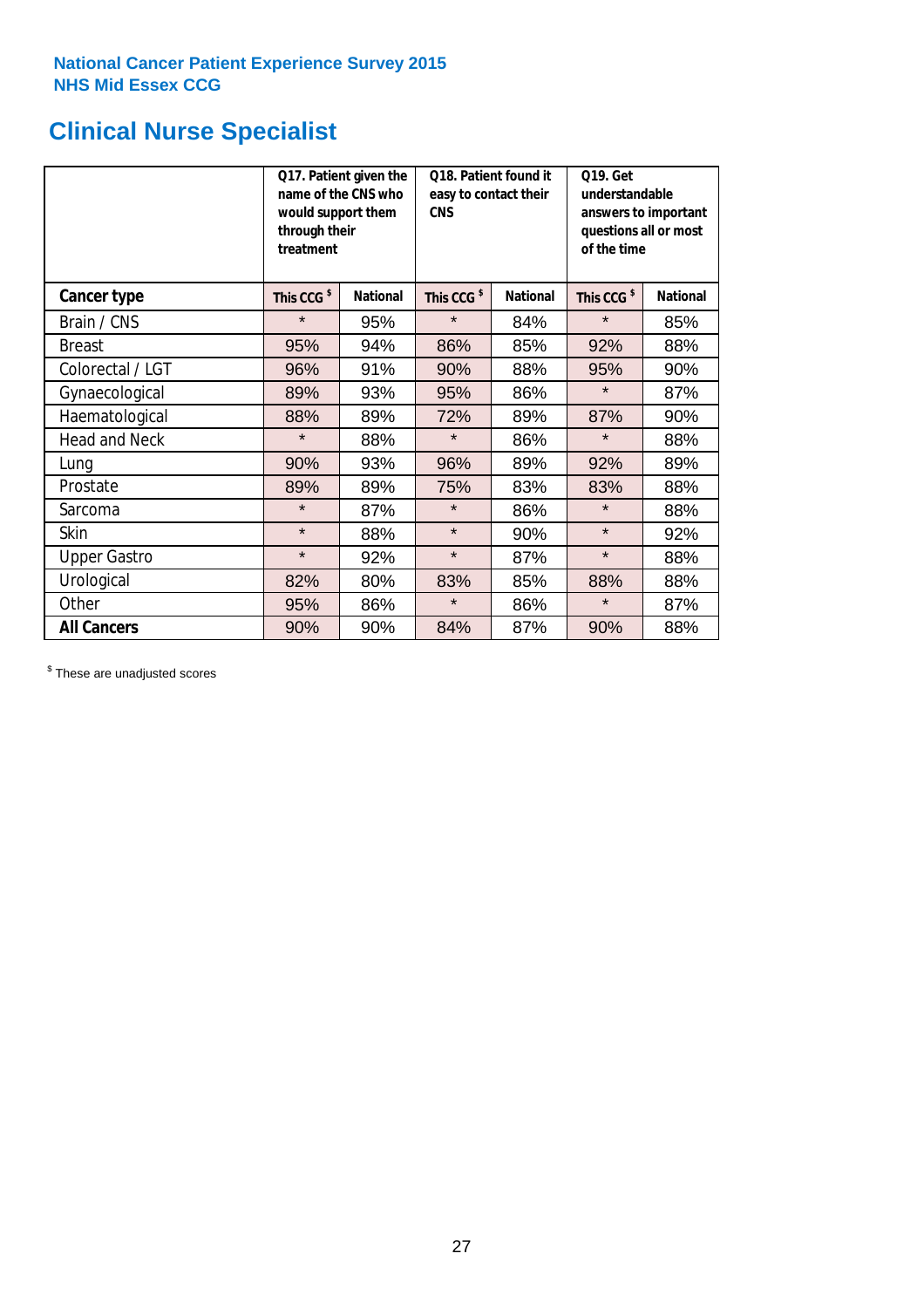National Cancer Patient Experience Survey 2015
NHS Mid Essex CCG

# Clinical Nurse Specialist

| | Q17. Patient given the name of the CNS who would support them through their treatment | | Q18. Patient found it easy to contact their CNS | | Q19. Get understandable answers to important questions all or most of the time | |
|---|---|---|---|---|---|---|
| **Cancer type** | This CCG $ | National | This CCG $ | National | This CCG $ | National |
| Brain / CNS | * | 95% | * | 84% | * | 85% |
| Breast | 95% | 94% | 86% | 85% | 92% | 88% |
| Colorectal / LGT | 96% | 91% | 90% | 88% | 95% | 90% |
| Gynaecological | 89% | 93% | 95% | 86% | * | 87% |
| Haematological | 88% | 89% | 72% | 89% | 87% | 90% |
| Head and Neck | * | 88% | * | 86% | * | 88% |
| Lung | 90% | 93% | 96% | 89% | 92% | 89% |
| Prostate | 89% | 89% | 75% | 83% | 83% | 88% |
| Sarcoma | * | 87% | * | 86% | * | 88% |
| Skin | * | 88% | * | 90% | * | 92% |
| Upper Gastro | * | 92% | * | 87% | * | 88% |
| Urological | 82% | 80% | 83% | 85% | 88% | 88% |
| Other | 95% | 86% | * | 86% | * | 87% |
| **All Cancers** | 90% | 90% | 84% | 87% | 90% | 88% |

$ These are unadjusted scores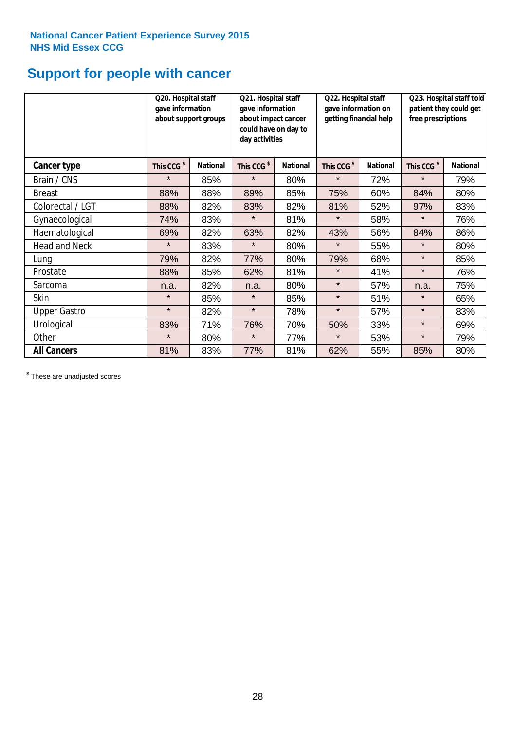**National Cancer Patient Experience Survey 2015**
**NHS Mid Essex CCG**

# Support for people with cancer

| | Q20. Hospital staff gave information about support groups | | Q21. Hospital staff gave information about impact cancer could have on day to day activities | | Q22. Hospital staff gave information on getting financial help | | Q23. Hospital staff told patient they could get free prescriptions | |
|---|---|---|---|---|---|---|---|---|
| **Cancer type** | **This CCG $** | **National** | **This CCG $** | **National** | **This CCG $** | **National** | **This CCG $** | **National** |
| Brain / CNS | * | 85% | * | 80% | * | 72% | * | 79% |
| Breast | 88% | 88% | 89% | 85% | 75% | 60% | 84% | 80% |
| Colorectal / LGT | 88% | 82% | 83% | 82% | 81% | 52% | 97% | 83% |
| Gynaecological | 74% | 83% | * | 81% | * | 58% | * | 76% |
| Haematological | 69% | 82% | 63% | 82% | 43% | 56% | 84% | 86% |
| Head and Neck | * | 83% | * | 80% | * | 55% | * | 80% |
| Lung | 79% | 82% | 77% | 80% | 79% | 68% | * | 85% |
| Prostate | 88% | 85% | 62% | 81% | * | 41% | * | 76% |
| Sarcoma | n.a. | 82% | n.a. | 80% | * | 57% | n.a. | 75% |
| Skin | * | 85% | * | 85% | * | 51% | * | 65% |
| Upper Gastro | * | 82% | * | 78% | * | 57% | * | 83% |
| Urological | 83% | 71% | 76% | 70% | 50% | 33% | * | 69% |
| Other | * | 80% | * | 77% | * | 53% | * | 79% |
| **All Cancers** | 81% | 83% | 77% | 81% | 62% | 55% | 85% | 80% |

$ These are unadjusted scores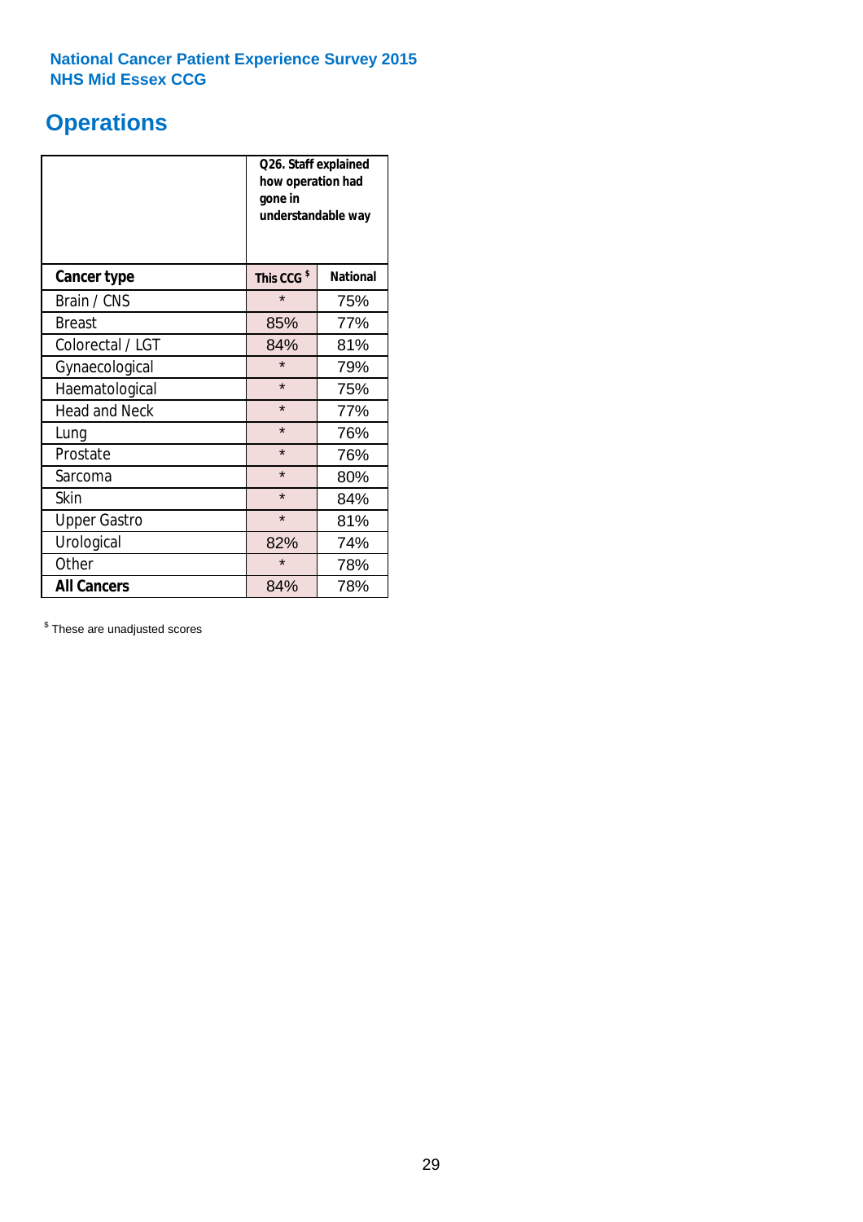National Cancer Patient Experience Survey 2015
NHS Mid Essex CCG

# Operations

| | Q26. Staff explained how operation had gone in understandable way | |
|---|---|---|
| **Cancer type** | **This CCG [$]** | **National** |
| Brain / CNS | * | 75% |
| Breast | 85% | 77% |
| Colorectal / LGT | 84% | 81% |
| Gynaecological | * | 79% |
| Haematological | * | 75% |
| Head and Neck | * | 77% |
| Lung | * | 76% |
| Prostate | * | 76% |
| Sarcoma | * | 80% |
| Skin | * | 84% |
| Upper Gastro | * | 81% |
| Urological | 82% | 74% |
| Other | * | 78% |
| **All Cancers** | 84% | 78% |

[$] These are unadjusted scores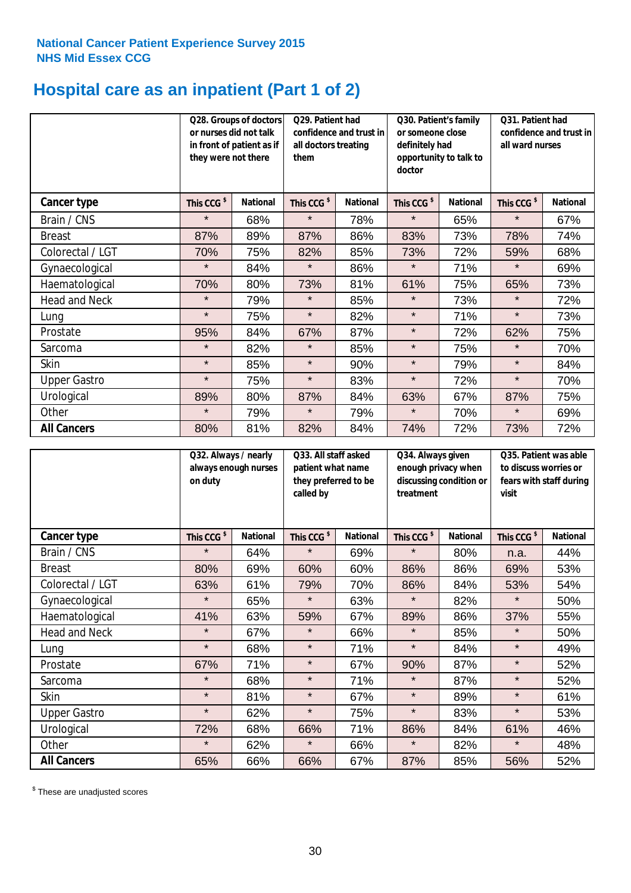**National Cancer Patient Experience Survey 2015**
**NHS Mid Essex CCG**

# Hospital care as an inpatient (Part 1 of 2)

| | Q28. Groups of doctors or nurses did not talk in front of patient as if they were not there | | Q29. Patient had confidence and trust in all doctors treating them | | Q30. Patient's family or someone close definitely had opportunity to talk to doctor | | Q31. Patient had confidence and trust in all ward nurses | |
|---|---|---|---|---|---|---|---|---|
| **Cancer type** | **This CCG $** | **National** | **This CCG $** | **National** | **This CCG $** | **National** | **This CCG $** | **National** |
| Brain / CNS | * | 68% | * | 78% | * | 65% | * | 67% |
| Breast | 87% | 89% | 87% | 86% | 83% | 73% | 78% | 74% |
| Colorectal / LGT | 70% | 75% | 82% | 85% | 73% | 72% | 59% | 68% |
| Gynaecological | * | 84% | * | 86% | * | 71% | * | 69% |
| Haematological | 70% | 80% | 73% | 81% | 61% | 75% | 65% | 73% |
| Head and Neck | * | 79% | * | 85% | * | 73% | * | 72% |
| Lung | * | 75% | * | 82% | * | 71% | * | 73% |
| Prostate | 95% | 84% | 67% | 87% | * | 72% | 62% | 75% |
| Sarcoma | * | 82% | * | 85% | * | 75% | * | 70% |
| Skin | * | 85% | * | 90% | * | 79% | * | 84% |
| Upper Gastro | * | 75% | * | 83% | * | 72% | * | 70% |
| Urological | 89% | 80% | 87% | 84% | 63% | 67% | 87% | 75% |
| Other | * | 79% | * | 79% | * | 70% | * | 69% |
| **All Cancers** | 80% | 81% | 82% | 84% | 74% | 72% | 73% | 72% |

| | Q32. Always / nearly always enough nurses on duty | | Q33. All staff asked patient what name they preferred to be called by | | Q34. Always given enough privacy when discussing condition or treatment | | Q35. Patient was able to discuss worries or fears with staff during visit | |
|---|---|---|---|---|---|---|---|---|
| **Cancer type** | **This CCG $** | **National** | **This CCG $** | **National** | **This CCG $** | **National** | **This CCG $** | **National** |
| Brain / CNS | * | 64% | * | 69% | * | 80% | n.a. | 44% |
| Breast | 80% | 69% | 60% | 60% | 86% | 86% | 69% | 53% |
| Colorectal / LGT | 63% | 61% | 79% | 70% | 86% | 84% | 53% | 54% |
| Gynaecological | * | 65% | * | 63% | * | 82% | * | 50% |
| Haematological | 41% | 63% | 59% | 67% | 89% | 86% | 37% | 55% |
| Head and Neck | * | 67% | * | 66% | * | 85% | * | 50% |
| Lung | * | 68% | * | 71% | * | 84% | * | 49% |
| Prostate | 67% | 71% | * | 67% | 90% | 87% | * | 52% |
| Sarcoma | * | 68% | * | 71% | * | 87% | * | 52% |
| Skin | * | 81% | * | 67% | * | 89% | * | 61% |
| Upper Gastro | * | 62% | * | 75% | * | 83% | * | 53% |
| Urological | 72% | 68% | 66% | 71% | 86% | 84% | 61% | 46% |
| Other | * | 62% | * | 66% | * | 82% | * | 48% |
| **All Cancers** | 65% | 66% | 66% | 67% | 87% | 85% | 56% | 52% |

$ These are unadjusted scores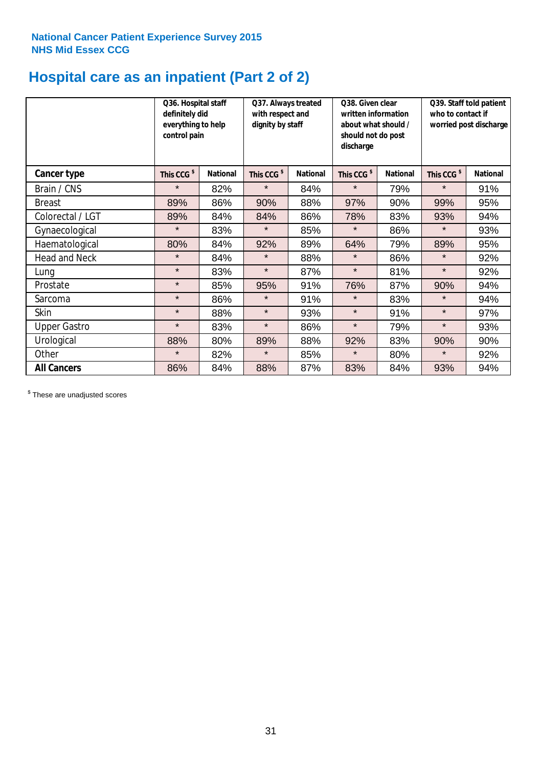**National Cancer Patient Experience Survey 2015**
**NHS Mid Essex CCG**

# Hospital care as an inpatient (Part 2 of 2)

| | Q36. Hospital staff definitely did everything to help control pain | | Q37. Always treated with respect and dignity by staff | | Q38. Given clear written information about what should / should not do post discharge | | Q39. Staff told patient who to contact if worried post discharge | |
|---|---|---|---|---|---|---|---|---|
| **Cancer type** | This CCG $ | National | This CCG $ | National | This CCG $ | National | This CCG $ | National |
| Brain / CNS | * | 82% | * | 84% | * | 79% | * | 91% |
| Breast | 89% | 86% | 90% | 88% | 97% | 90% | 99% | 95% |
| Colorectal / LGT | 89% | 84% | 84% | 86% | 78% | 83% | 93% | 94% |
| Gynaecological | * | 83% | * | 85% | * | 86% | * | 93% |
| Haematological | 80% | 84% | 92% | 89% | 64% | 79% | 89% | 95% |
| Head and Neck | * | 84% | * | 88% | * | 86% | * | 92% |
| Lung | * | 83% | * | 87% | * | 81% | * | 92% |
| Prostate | * | 85% | 95% | 91% | 76% | 87% | 90% | 94% |
| Sarcoma | * | 86% | * | 91% | * | 83% | * | 94% |
| Skin | * | 88% | * | 93% | * | 91% | * | 97% |
| Upper Gastro | * | 83% | * | 86% | * | 79% | * | 93% |
| Urological | 88% | 80% | 89% | 88% | 92% | 83% | 90% | 90% |
| Other | * | 82% | * | 85% | * | 80% | * | 92% |
| **All Cancers** | 86% | 84% | 88% | 87% | 83% | 84% | 93% | 94% |

$ These are unadjusted scores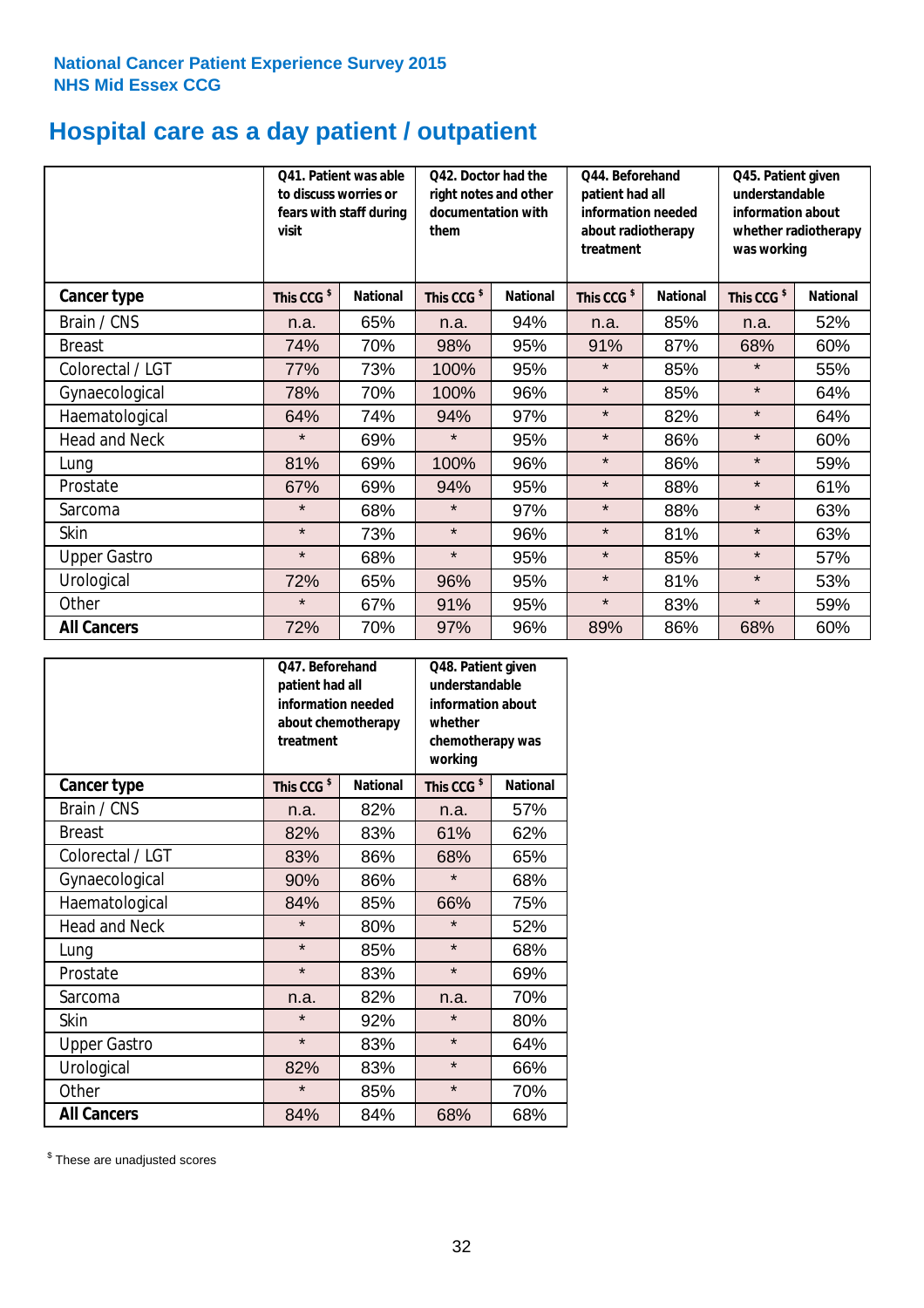National Cancer Patient Experience Survey 2015
NHS Mid Essex CCG

# Hospital care as a day patient / outpatient

| | Q41. Patient was able to discuss worries or fears with staff during visit | | Q42. Doctor had the right notes and other documentation with them | | Q44. Beforehand patient had all information needed about radiotherapy treatment | | Q45. Patient given understandable information about whether radiotherapy was working | |
|---|---|---|---|---|---|---|---|---|
| **Cancer type** | This CCG $ | National | This CCG $ | National | This CCG $ | National | This CCG $ | National |
| Brain / CNS | n.a. | 65% | n.a. | 94% | n.a. | 85% | n.a. | 52% |
| Breast | 74% | 70% | 98% | 95% | 91% | 87% | 68% | 60% |
| Colorectal / LGT | 77% | 73% | 100% | 95% | * | 85% | * | 55% |
| Gynaecological | 78% | 70% | 100% | 96% | * | 85% | * | 64% |
| Haematological | 64% | 74% | 94% | 97% | * | 82% | * | 64% |
| Head and Neck | * | 69% | * | 95% | * | 86% | * | 60% |
| Lung | 81% | 69% | 100% | 96% | * | 86% | * | 59% |
| Prostate | 67% | 69% | 94% | 95% | * | 88% | * | 61% |
| Sarcoma | * | 68% | * | 97% | * | 88% | * | 63% |
| Skin | * | 73% | * | 96% | * | 81% | * | 63% |
| Upper Gastro | * | 68% | * | 95% | * | 85% | * | 57% |
| Urological | 72% | 65% | 96% | 95% | * | 81% | * | 53% |
| Other | * | 67% | 91% | 95% | * | 83% | * | 59% |
| **All Cancers** | 72% | 70% | 97% | 96% | 89% | 86% | 68% | 60% |

| | Q47. Beforehand patient had all information needed about chemotherapy treatment | | Q48. Patient given understandable information about whether chemotherapy was working | |
|---|---|---|---|---|
| **Cancer type** | This CCG $ | National | This CCG $ | National |
| Brain / CNS | n.a. | 82% | n.a. | 57% |
| Breast | 82% | 83% | 61% | 62% |
| Colorectal / LGT | 83% | 86% | 68% | 65% |
| Gynaecological | 90% | 86% | * | 68% |
| Haematological | 84% | 85% | 66% | 75% |
| Head and Neck | * | 80% | * | 52% |
| Lung | * | 85% | * | 68% |
| Prostate | * | 83% | * | 69% |
| Sarcoma | n.a. | 82% | n.a. | 70% |
| Skin | * | 92% | * | 80% |
| Upper Gastro | * | 83% | * | 64% |
| Urological | 82% | 83% | * | 66% |
| Other | * | 85% | * | 70% |
| **All Cancers** | 84% | 84% | 68% | 68% |

$ These are unadjusted scores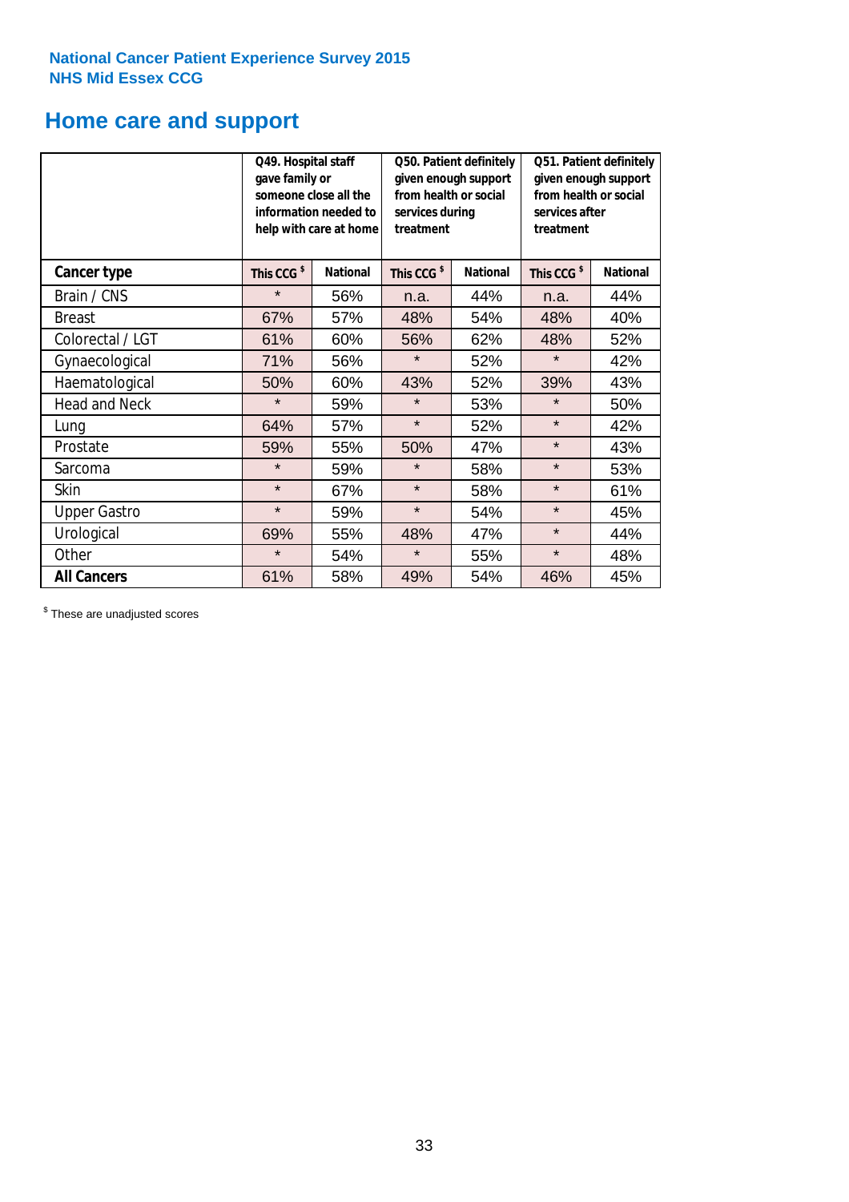**National Cancer Patient Experience Survey 2015**
**NHS Mid Essex CCG**

# Home care and support

| | Q49. Hospital staff gave family or someone close all the information needed to help with care at home | | Q50. Patient definitely given enough support from health or social services during treatment | | Q51. Patient definitely given enough support from health or social services after treatment | |
|---|---|---|---|---|---|---|
| **Cancer type** | **This CCG $** | **National** | **This CCG $** | **National** | **This CCG $** | **National** |
| Brain / CNS | * | 56% | n.a. | 44% | n.a. | 44% |
| Breast | 67% | 57% | 48% | 54% | 48% | 40% |
| Colorectal / LGT | 61% | 60% | 56% | 62% | 48% | 52% |
| Gynaecological | 71% | 56% | * | 52% | * | 42% |
| Haematological | 50% | 60% | 43% | 52% | 39% | 43% |
| Head and Neck | * | 59% | * | 53% | * | 50% |
| Lung | 64% | 57% | * | 52% | * | 42% |
| Prostate | 59% | 55% | 50% | 47% | * | 43% |
| Sarcoma | * | 59% | * | 58% | * | 53% |
| Skin | * | 67% | * | 58% | * | 61% |
| Upper Gastro | * | 59% | * | 54% | * | 45% |
| Urological | 69% | 55% | 48% | 47% | * | 44% |
| Other | * | 54% | * | 55% | * | 48% |
| **All Cancers** | 61% | 58% | 49% | 54% | 46% | 45% |

$ These are unadjusted scores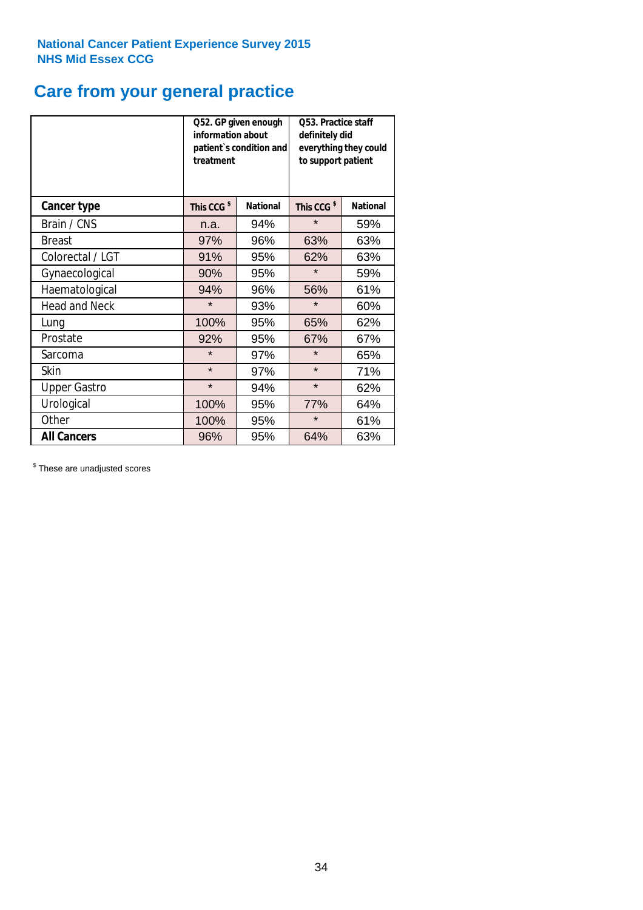National Cancer Patient Experience Survey 2015
NHS Mid Essex CCG

# Care from your general practice

| | Q52. GP given enough information about patient`s condition and treatment | | Q53. Practice staff definitely did everything they could to support patient | |
|---|---|---|---|---|
| **Cancer type** | **This CCG $** | **National** | **This CCG $** | **National** |
| Brain / CNS | n.a. | 94% | * | 59% |
| Breast | 97% | 96% | 63% | 63% |
| Colorectal / LGT | 91% | 95% | 62% | 63% |
| Gynaecological | 90% | 95% | * | 59% |
| Haematological | 94% | 96% | 56% | 61% |
| Head and Neck | * | 93% | * | 60% |
| Lung | 100% | 95% | 65% | 62% |
| Prostate | 92% | 95% | 67% | 67% |
| Sarcoma | * | 97% | * | 65% |
| Skin | * | 97% | * | 71% |
| Upper Gastro | * | 94% | * | 62% |
| Urological | 100% | 95% | 77% | 64% |
| Other | 100% | 95% | * | 61% |
| **All Cancers** | 96% | 95% | 64% | 63% |

$ These are unadjusted scores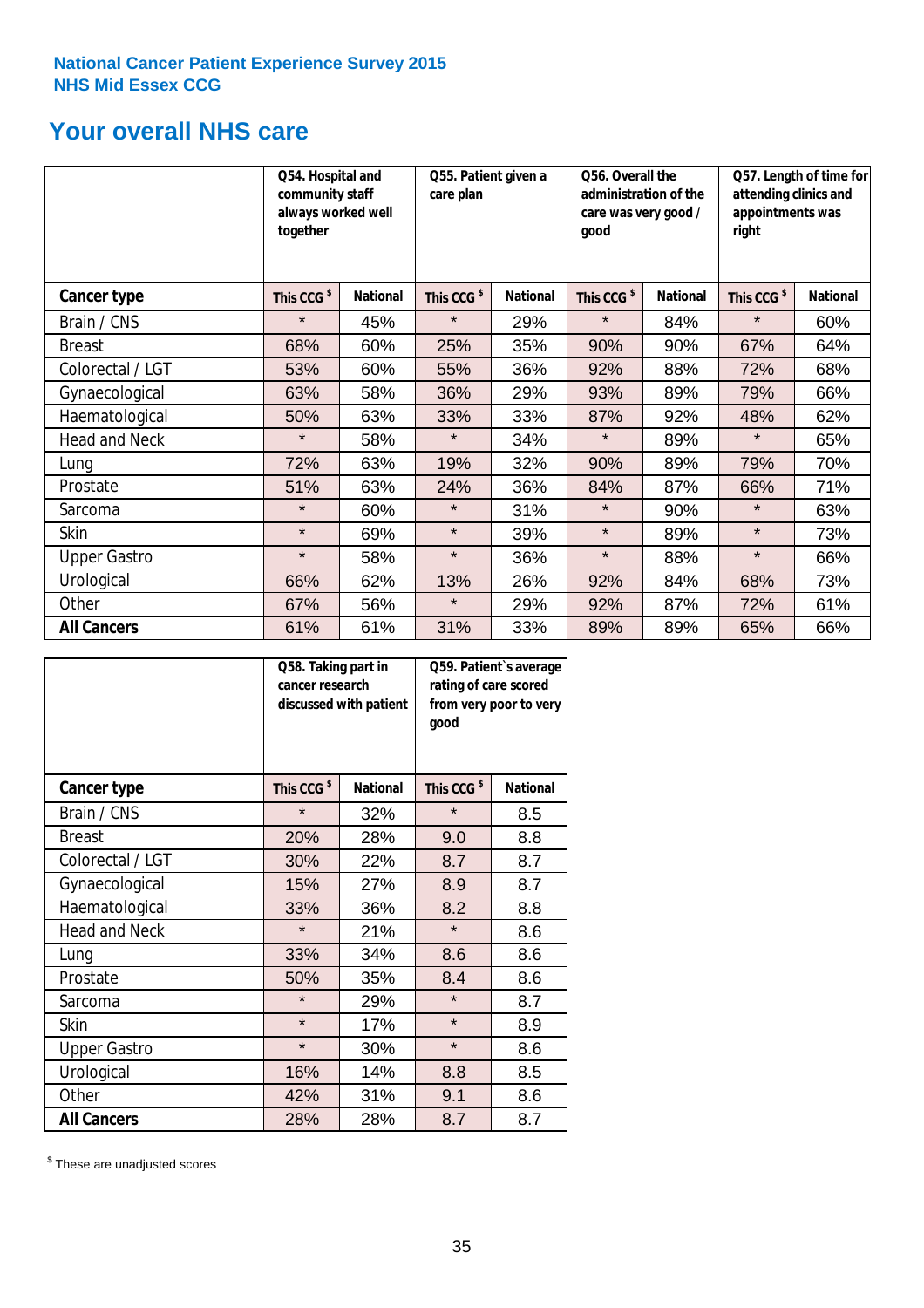National Cancer Patient Experience Survey 2015
NHS Mid Essex CCG

## Your overall NHS care

| | Q54. Hospital and community staff always worked well together | | Q55. Patient given a care plan | | Q56. Overall the administration of the care was very good / good | | Q57. Length of time for attending clinics and appointments was right | |
|---|---|---|---|---|---|---|---|---|
| **Cancer type** | This CCG $ | National | This CCG $ | National | This CCG $ | National | This CCG $ | National |
| Brain / CNS | * | 45% | * | 29% | * | 84% | * | 60% |
| Breast | 68% | 60% | 25% | 35% | 90% | 90% | 67% | 64% |
| Colorectal / LGT | 53% | 60% | 55% | 36% | 92% | 88% | 72% | 68% |
| Gynaecological | 63% | 58% | 36% | 29% | 93% | 89% | 79% | 66% |
| Haematological | 50% | 63% | 33% | 33% | 87% | 92% | 48% | 62% |
| Head and Neck | * | 58% | * | 34% | * | 89% | * | 65% |
| Lung | 72% | 63% | 19% | 32% | 90% | 89% | 79% | 70% |
| Prostate | 51% | 63% | 24% | 36% | 84% | 87% | 66% | 71% |
| Sarcoma | * | 60% | * | 31% | * | 90% | * | 63% |
| Skin | * | 69% | * | 39% | * | 89% | * | 73% |
| Upper Gastro | * | 58% | * | 36% | * | 88% | * | 66% |
| Urological | 66% | 62% | 13% | 26% | 92% | 84% | 68% | 73% |
| Other | 67% | 56% | * | 29% | 92% | 87% | 72% | 61% |
| **All Cancers** | 61% | 61% | 31% | 33% | 89% | 89% | 65% | 66% |

| | Q58. Taking part in cancer research discussed with patient | | Q59. Patient`s average rating of care scored from very poor to very good | |
|---|---|---|---|---|
| **Cancer type** | This CCG $ | National | This CCG $ | National |
| Brain / CNS | * | 32% | * | 8.5 |
| Breast | 20% | 28% | 9.0 | 8.8 |
| Colorectal / LGT | 30% | 22% | 8.7 | 8.7 |
| Gynaecological | 15% | 27% | 8.9 | 8.7 |
| Haematological | 33% | 36% | 8.2 | 8.8 |
| Head and Neck | * | 21% | * | 8.6 |
| Lung | 33% | 34% | 8.6 | 8.6 |
| Prostate | 50% | 35% | 8.4 | 8.6 |
| Sarcoma | * | 29% | * | 8.7 |
| Skin | * | 17% | * | 8.9 |
| Upper Gastro | * | 30% | * | 8.6 |
| Urological | 16% | 14% | 8.8 | 8.5 |
| Other | 42% | 31% | 9.1 | 8.6 |
| **All Cancers** | 28% | 28% | 8.7 | 8.7 |

$ These are unadjusted scores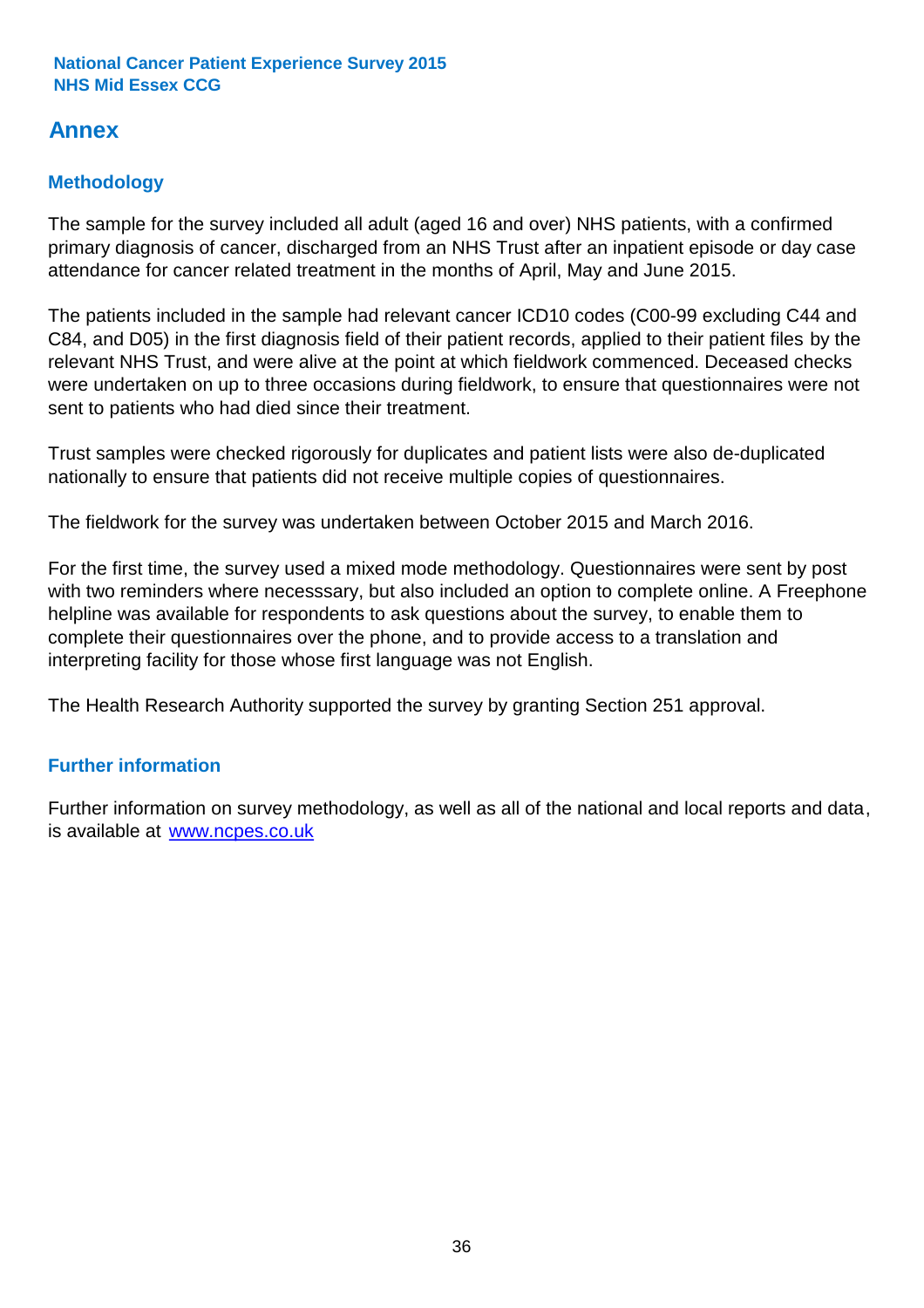## Annex

### Methodology

The sample for the survey included all adult (aged 16 and over) NHS patients, with a confirmed primary diagnosis of cancer, discharged from an NHS Trust after an inpatient episode or day case attendance for cancer related treatment in the months of April, May and June 2015.

The patients included in the sample had relevant cancer ICD10 codes (C00-99 excluding C44 and C84, and D05) in the first diagnosis field of their patient records, applied to their patient files by the relevant NHS Trust, and were alive at the point at which fieldwork commenced. Deceased checks were undertaken on up to three occasions during fieldwork, to ensure that questionnaires were not sent to patients who had died since their treatment.

Trust samples were checked rigorously for duplicates and patient lists were also de-duplicated nationally to ensure that patients did not receive multiple copies of questionnaires.

The fieldwork for the survey was undertaken between October 2015 and March 2016.

For the first time, the survey used a mixed mode methodology. Questionnaires were sent by post with two reminders where necesssary, but also included an option to complete online. A Freephone helpline was available for respondents to ask questions about the survey, to enable them to complete their questionnaires over the phone, and to provide access to a translation and interpreting facility for those whose first language was not English.

The Health Research Authority supported the survey by granting Section 251 approval.

### Further information

Further information on survey methodology, as well as all of the national and local reports and data, is available at [www.ncpes.co.uk](http://www.ncpes.co.uk)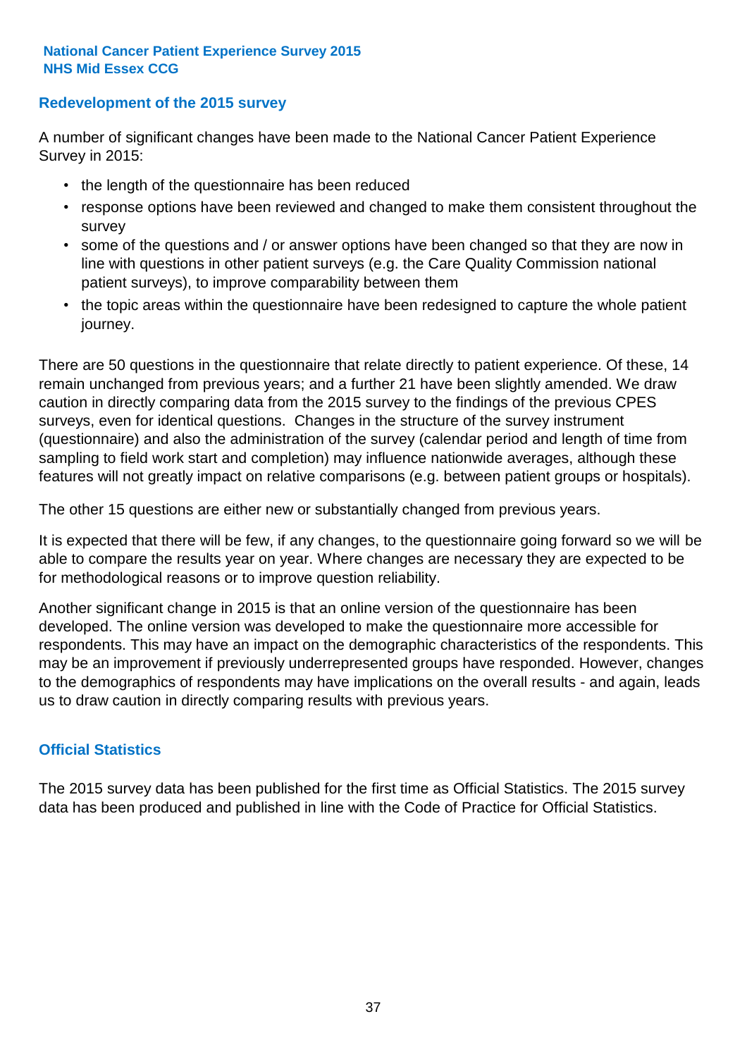## Redevelopment of the 2015 survey

A number of significant changes have been made to the National Cancer Patient Experience Survey in 2015:

- the length of the questionnaire has been reduced
- response options have been reviewed and changed to make them consistent throughout the survey
- some of the questions and / or answer options have been changed so that they are now in line with questions in other patient surveys (e.g. the Care Quality Commission national patient surveys), to improve comparability between them
- the topic areas within the questionnaire have been redesigned to capture the whole patient journey.

There are 50 questions in the questionnaire that relate directly to patient experience. Of these, 14 remain unchanged from previous years; and a further 21 have been slightly amended. We draw caution in directly comparing data from the 2015 survey to the findings of the previous CPES surveys, even for identical questions. Changes in the structure of the survey instrument (questionnaire) and also the administration of the survey (calendar period and length of time from sampling to field work start and completion) may influence nationwide averages, although these features will not greatly impact on relative comparisons (e.g. between patient groups or hospitals).

The other 15 questions are either new or substantially changed from previous years.

It is expected that there will be few, if any changes, to the questionnaire going forward so we will be able to compare the results year on year. Where changes are necessary they are expected to be for methodological reasons or to improve question reliability.

Another significant change in 2015 is that an online version of the questionnaire has been developed. The online version was developed to make the questionnaire more accessible for respondents. This may have an impact on the demographic characteristics of the respondents. This may be an improvement if previously underrepresented groups have responded. However, changes to the demographics of respondents may have implications on the overall results - and again, leads us to draw caution in directly comparing results with previous years.

## Official Statistics

The 2015 survey data has been published for the first time as Official Statistics. The 2015 survey data has been produced and published in line with the Code of Practice for Official Statistics.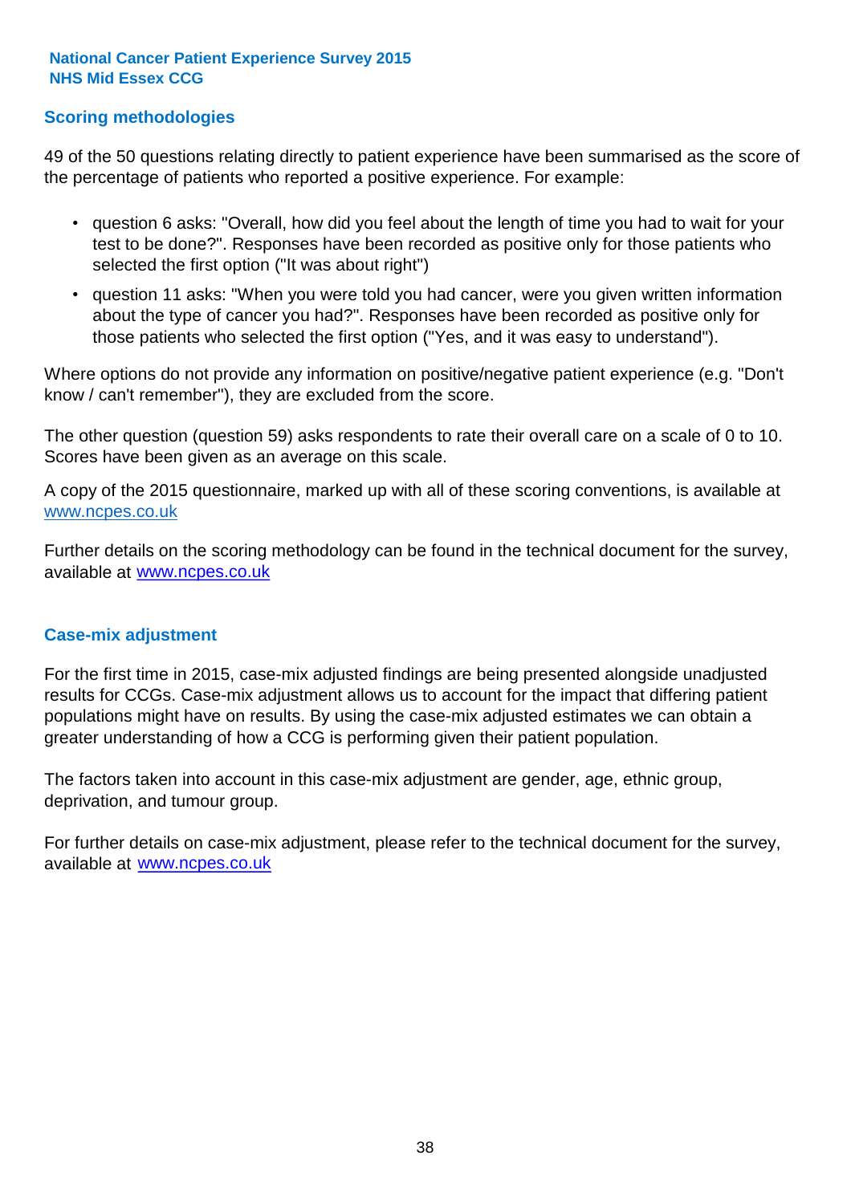## Scoring methodologies

49 of the 50 questions relating directly to patient experience have been summarised as the score of the percentage of patients who reported a positive experience. For example:

- question 6 asks: "Overall, how did you feel about the length of time you had to wait for your test to be done?". Responses have been recorded as positive only for those patients who selected the first option ("It was about right")
- question 11 asks: "When you were told you had cancer, were you given written information about the type of cancer you had?". Responses have been recorded as positive only for those patients who selected the first option ("Yes, and it was easy to understand").

Where options do not provide any information on positive/negative patient experience (e.g. "Don't know / can't remember"), they are excluded from the score.

The other question (question 59) asks respondents to rate their overall care on a scale of 0 to 10. Scores have been given as an average on this scale.

A copy of the 2015 questionnaire, marked up with all of these scoring conventions, is available at www.ncpes.co.uk

Further details on the scoring methodology can be found in the technical document for the survey, available at www.ncpes.co.uk

## Case-mix adjustment

For the first time in 2015, case-mix adjusted findings are being presented alongside unadjusted results for CCGs. Case-mix adjustment allows us to account for the impact that differing patient populations might have on results. By using the case-mix adjusted estimates we can obtain a greater understanding of how a CCG is performing given their patient population.

The factors taken into account in this case-mix adjustment are gender, age, ethnic group, deprivation, and tumour group.

For further details on case-mix adjustment, please refer to the technical document for the survey, available at www.ncpes.co.uk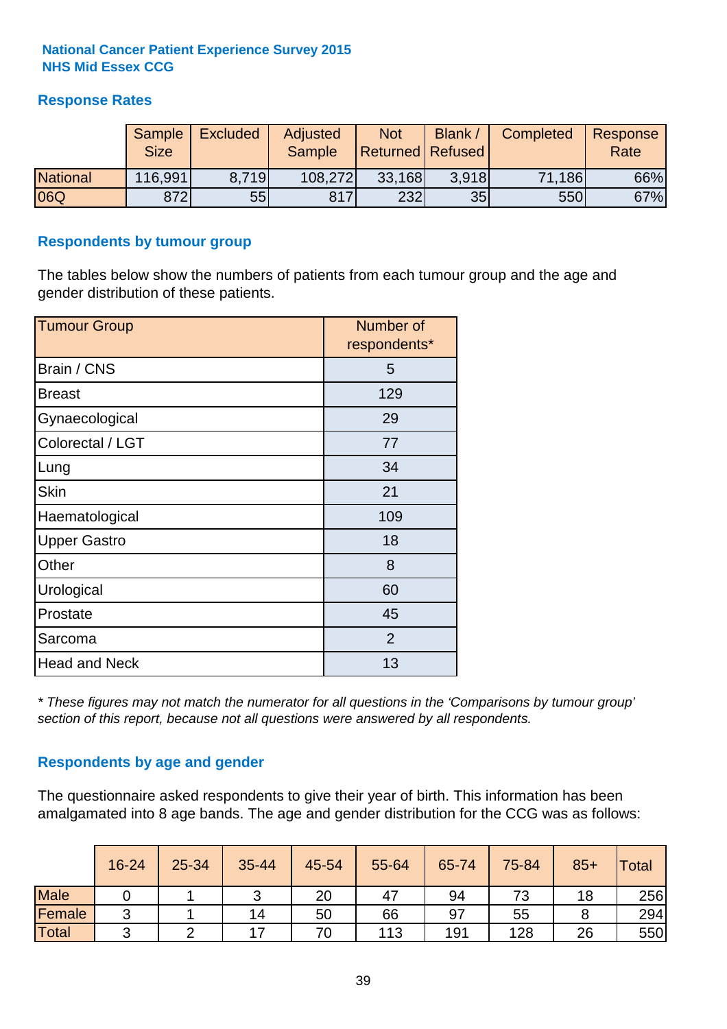## National Cancer Patient Experience Survey 2015
## NHS Mid Essex CCG

### Response Rates

| | Sample Size | Excluded | Adjusted Sample | Not Returned | Blank / Refused | Completed | Response Rate |
|---|---|---|---|---|---|---|---|
| National | 116,991 | 8,719 | 108,272 | 33,168 | 3,918 | 71,186 | 66% |
| 06Q | 872 | 55 | 817 | 232 | 35 | 550 | 67% |

### Respondents by tumour group

The tables below show the numbers of patients from each tumour group and the age and gender distribution of these patients.

| Tumour Group | Number of respondents* |
|---|---|
| Brain / CNS | 5 |
| Breast | 129 |
| Gynaecological | 29 |
| Colorectal / LGT | 77 |
| Lung | 34 |
| Skin | 21 |
| Haematological | 109 |
| Upper Gastro | 18 |
| Other | 8 |
| Urological | 60 |
| Prostate | 45 |
| Sarcoma | 2 |
| Head and Neck | 13 |

*\* These figures may not match the numerator for all questions in the 'Comparisons by tumour group' section of this report, because not all questions were answered by all respondents.*

### Respondents by age and gender

The questionnaire asked respondents to give their year of birth. This information has been amalgamated into 8 age bands. The age and gender distribution for the CCG was as follows:

| | 16-24 | 25-34 | 35-44 | 45-54 | 55-64 | 65-74 | 75-84 | 85+ | Total |
|---|---|---|---|---|---|---|---|---|---|
| Male | 0 | 1 | 3 | 20 | 47 | 94 | 73 | 18 | 256 |
| Female | 3 | 1 | 14 | 50 | 66 | 97 | 55 | 8 | 294 |
| Total | 3 | 2 | 17 | 70 | 113 | 191 | 128 | 26 | 550 |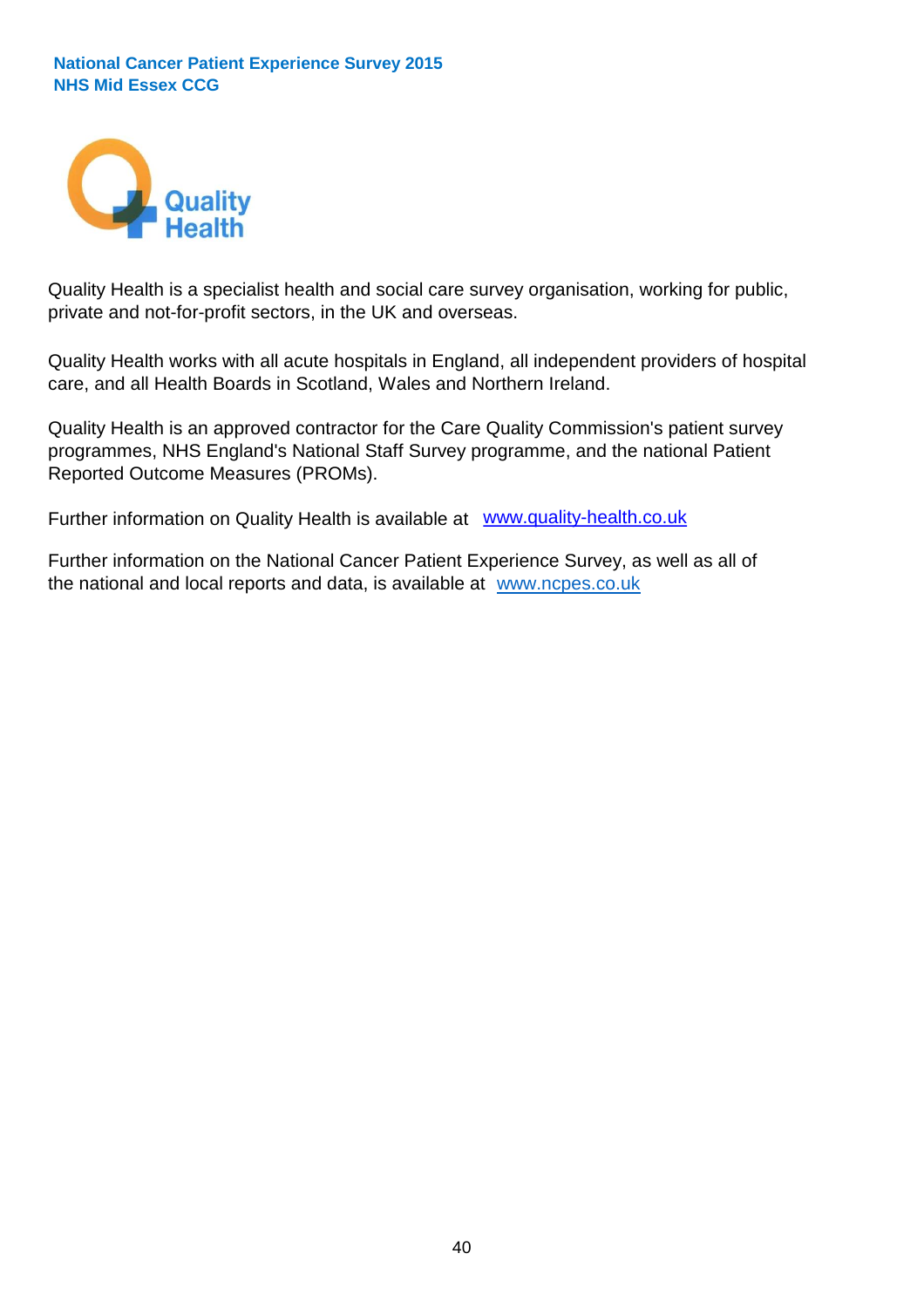Quality Health is a specialist health and social care survey organisation, working for public, private and not-for-profit sectors, in the UK and overseas.

Quality Health works with all acute hospitals in England, all independent providers of hospital care, and all Health Boards in Scotland, Wales and Northern Ireland.

Quality Health is an approved contractor for the Care Quality Commission's patient survey programmes, NHS England's National Staff Survey programme, and the national Patient Reported Outcome Measures (PROMs).

Further information on Quality Health is available at [www.quality-health.co.uk](http://www.quality-health.co.uk)

Further information on the National Cancer Patient Experience Survey, as well as all of the national and local reports and data, is available at [www.ncpes.co.uk](http://www.ncpes.co.uk)